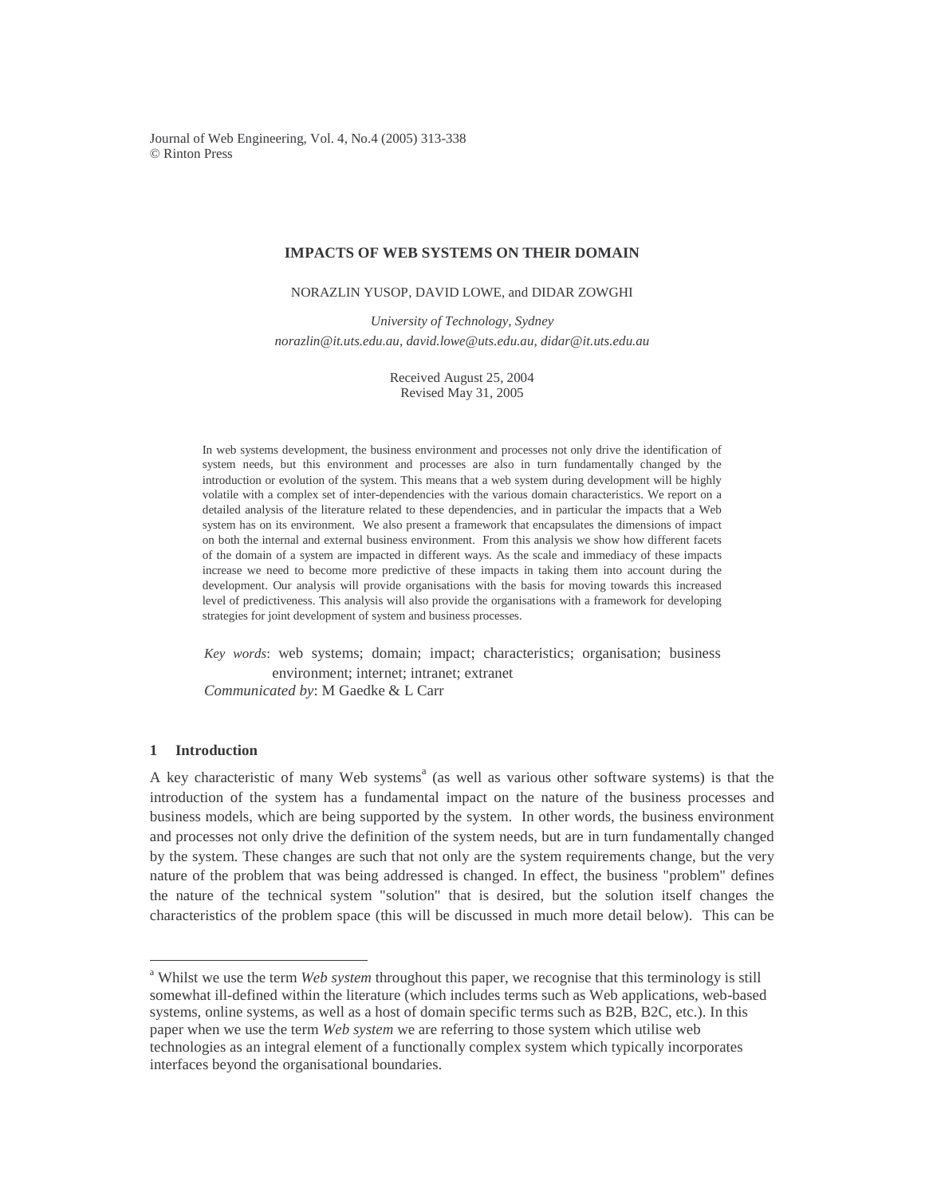# IMPACTS OF WEB SYSTEMS ON THEIR DOMAIN

NORAZLIN YUSOP, DAVID LOWE, and DIDAR ZOWGHI

*University of Technology, Sydney*
*norazlin@it.uts.edu.au, david.lowe@uts.edu.au, didar@it.uts.edu.au*

Received August 25, 2004
Revised May 31, 2005

In web systems development, the business environment and processes not only drive the identification of system needs, but this environment and processes are also in turn fundamentally changed by the introduction or evolution of the system. This means that a web system during development will be highly volatile with a complex set of inter-dependencies with the various domain characteristics. We report on a detailed analysis of the literature related to these dependencies, and in particular the impacts that a Web system has on its environment. We also present a framework that encapsulates the dimensions of impact on both the internal and external business environment. From this analysis we show how different facets of the domain of a system are impacted in different ways. As the scale and immediacy of these impacts increase we need to become more predictive of these impacts in taking them into account during the development. Our analysis will provide organisations with the basis for moving towards this increased level of predictiveness. This analysis will also provide the organisations with a framework for developing strategies for joint development of system and business processes.

*Key words*: web systems; domain; impact; characteristics; organisation; business environment; internet; intranet; extranet
*Communicated by*: M Gaedke & L Carr

## 1 Introduction

A key characteristic of many Web systems[a] (as well as various other software systems) is that the introduction of the system has a fundamental impact on the nature of the business processes and business models, which are being supported by the system. In other words, the business environment and processes not only drive the definition of the system needs, but are in turn fundamentally changed by the system. These changes are such that not only are the system requirements change, but the very nature of the problem that was being addressed is changed. In effect, the business "problem" defines the nature of the technical system "solution" that is desired, but the solution itself changes the characteristics of the problem space (this will be discussed in much more detail below). This can be

[a] Whilst we use the term *Web system* throughout this paper, we recognise that this terminology is still somewhat ill-defined within the literature (which includes terms such as Web applications, web-based systems, online systems, as well as a host of domain specific terms such as B2B, B2C, etc.). In this paper when we use the term *Web system* we are referring to those system which utilise web technologies as an integral element of a functionally complex system which typically incorporates interfaces beyond the organisational boundaries.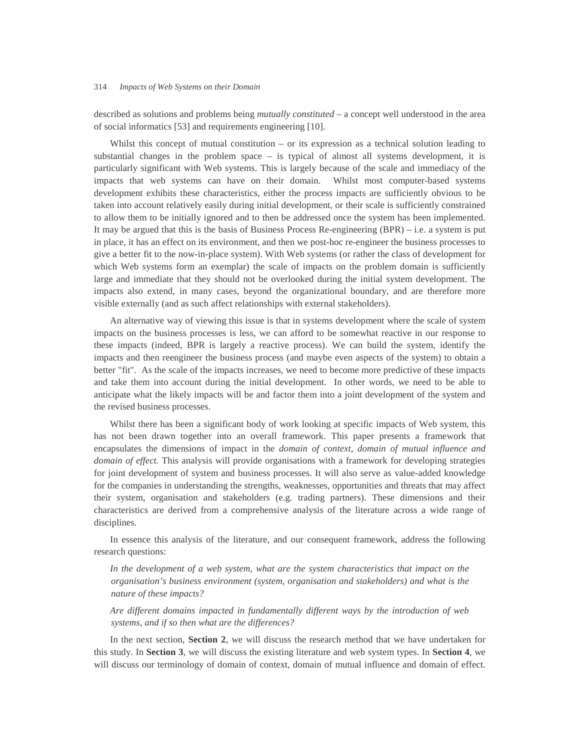described as solutions and problems being *mutually constituted* – a concept well understood in the area of social informatics [53] and requirements engineering [10].

Whilst this concept of mutual constitution – or its expression as a technical solution leading to substantial changes in the problem space – is typical of almost all systems development, it is particularly significant with Web systems. This is largely because of the scale and immediacy of the impacts that web systems can have on their domain. Whilst most computer-based systems development exhibits these characteristics, either the process impacts are sufficiently obvious to be taken into account relatively easily during initial development, or their scale is sufficiently constrained to allow them to be initially ignored and to then be addressed once the system has been implemented. It may be argued that this is the basis of Business Process Re-engineering (BPR) – i.e. a system is put in place, it has an effect on its environment, and then we post-hoc re-engineer the business processes to give a better fit to the now-in-place system). With Web systems (or rather the class of development for which Web systems form an exemplar) the scale of impacts on the problem domain is sufficiently large and immediate that they should not be overlooked during the initial system development. The impacts also extend, in many cases, beyond the organizational boundary, and are therefore more visible externally (and as such affect relationships with external stakeholders).

An alternative way of viewing this issue is that in systems development where the scale of system impacts on the business processes is less, we can afford to be somewhat reactive in our response to these impacts (indeed, BPR is largely a reactive process). We can build the system, identify the impacts and then reengineer the business process (and maybe even aspects of the system) to obtain a better "fit". As the scale of the impacts increases, we need to become more predictive of these impacts and take them into account during the initial development. In other words, we need to be able to anticipate what the likely impacts will be and factor them into a joint development of the system and the revised business processes.

Whilst there has been a significant body of work looking at specific impacts of Web system, this has not been drawn together into an overall framework. This paper presents a framework that encapsulates the dimensions of impact in the *domain of context, domain of mutual influence and domain of effect.* This analysis will provide organisations with a framework for developing strategies for joint development of system and business processes. It will also serve as value-added knowledge for the companies in understanding the strengths, weaknesses, opportunities and threats that may affect their system, organisation and stakeholders (e.g. trading partners). These dimensions and their characteristics are derived from a comprehensive analysis of the literature across a wide range of disciplines.

In essence this analysis of the literature, and our consequent framework, address the following research questions:

*In the development of a web system, what are the system characteristics that impact on the organisation's business environment (system, organisation and stakeholders) and what is the nature of these impacts?*

*Are different domains impacted in fundamentally different ways by the introduction of web systems, and if so then what are the differences?*

In the next section, **Section 2**, we will discuss the research method that we have undertaken for this study. In **Section 3**, we will discuss the existing literature and web system types. In **Section 4**, we will discuss our terminology of domain of context, domain of mutual influence and domain of effect.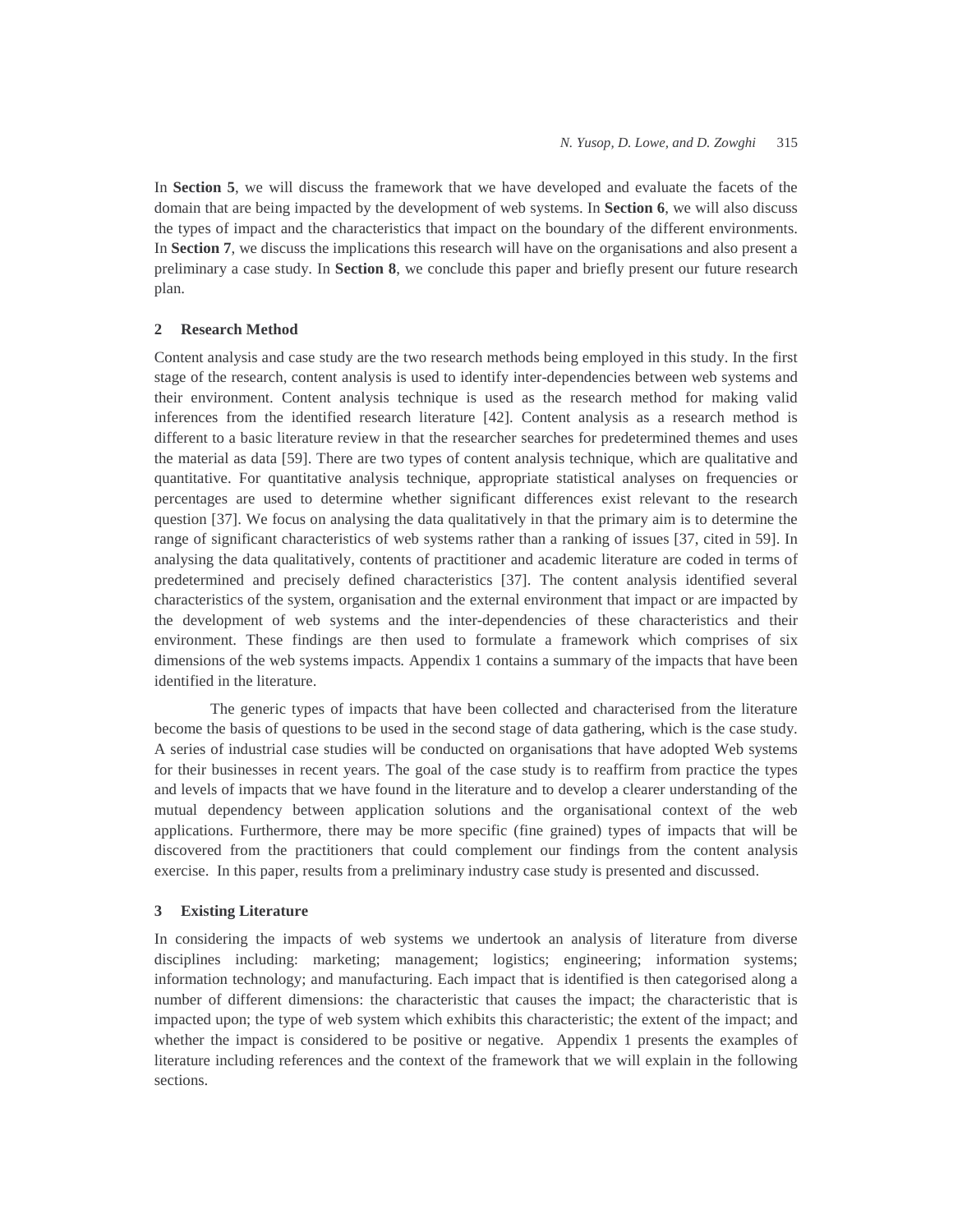In **Section 5**, we will discuss the framework that we have developed and evaluate the facets of the domain that are being impacted by the development of web systems. In **Section 6**, we will also discuss the types of impact and the characteristics that impact on the boundary of the different environments. In **Section 7**, we discuss the implications this research will have on the organisations and also present a preliminary a case study. In **Section 8**, we conclude this paper and briefly present our future research plan.

## 2 Research Method

Content analysis and case study are the two research methods being employed in this study. In the first stage of the research, content analysis is used to identify inter-dependencies between web systems and their environment. Content analysis technique is used as the research method for making valid inferences from the identified research literature [42]. Content analysis as a research method is different to a basic literature review in that the researcher searches for predetermined themes and uses the material as data [59]. There are two types of content analysis technique, which are qualitative and quantitative. For quantitative analysis technique, appropriate statistical analyses on frequencies or percentages are used to determine whether significant differences exist relevant to the research question [37]. We focus on analysing the data qualitatively in that the primary aim is to determine the range of significant characteristics of web systems rather than a ranking of issues [37, cited in 59]. In analysing the data qualitatively, contents of practitioner and academic literature are coded in terms of predetermined and precisely defined characteristics [37]. The content analysis identified several characteristics of the system, organisation and the external environment that impact or are impacted by the development of web systems and the inter-dependencies of these characteristics and their environment. These findings are then used to formulate a framework which comprises of six dimensions of the web systems impacts. Appendix 1 contains a summary of the impacts that have been identified in the literature.

The generic types of impacts that have been collected and characterised from the literature become the basis of questions to be used in the second stage of data gathering, which is the case study. A series of industrial case studies will be conducted on organisations that have adopted Web systems for their businesses in recent years. The goal of the case study is to reaffirm from practice the types and levels of impacts that we have found in the literature and to develop a clearer understanding of the mutual dependency between application solutions and the organisational context of the web applications. Furthermore, there may be more specific (fine grained) types of impacts that will be discovered from the practitioners that could complement our findings from the content analysis exercise. In this paper, results from a preliminary industry case study is presented and discussed.

## 3 Existing Literature

In considering the impacts of web systems we undertook an analysis of literature from diverse disciplines including: marketing; management; logistics; engineering; information systems; information technology; and manufacturing. Each impact that is identified is then categorised along a number of different dimensions: the characteristic that causes the impact; the characteristic that is impacted upon; the type of web system which exhibits this characteristic; the extent of the impact; and whether the impact is considered to be positive or negative. Appendix 1 presents the examples of literature including references and the context of the framework that we will explain in the following sections.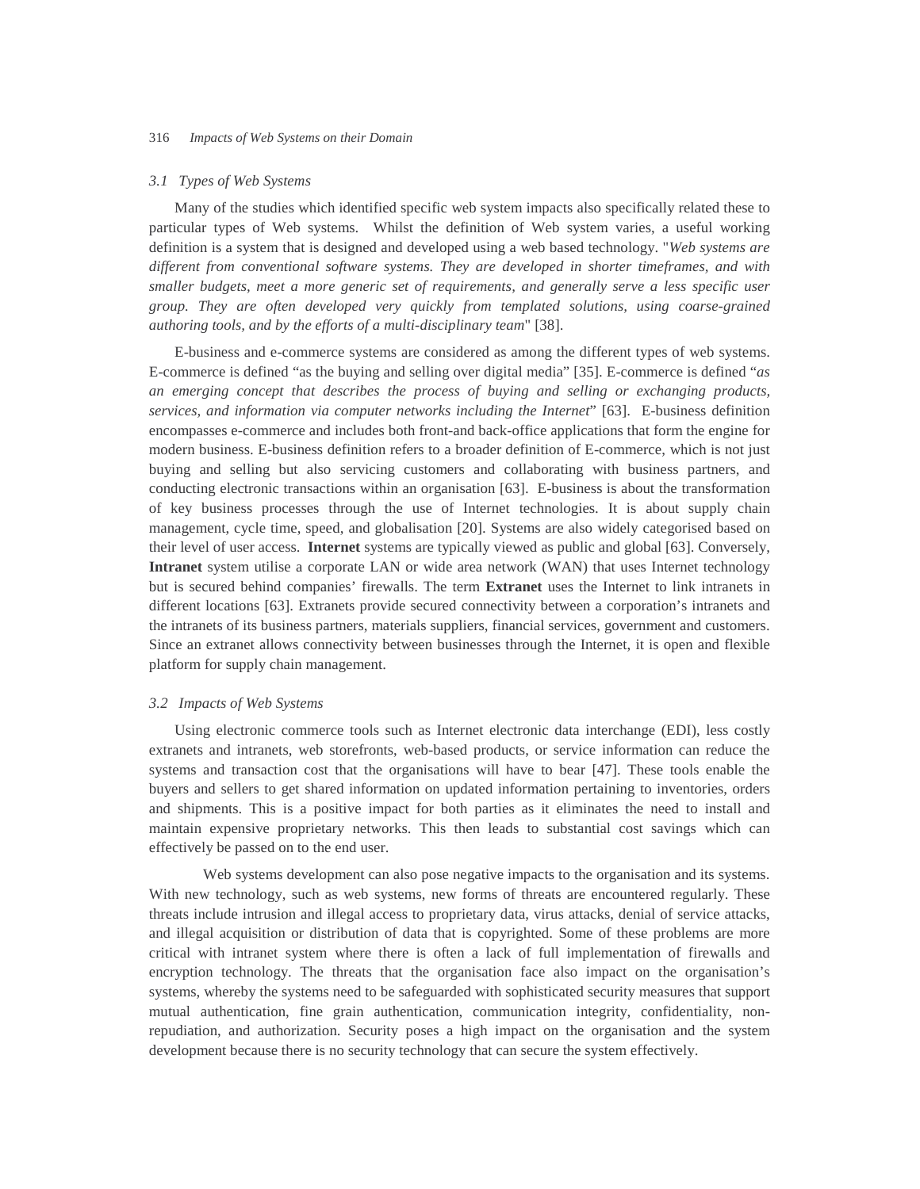### *3.1 Types of Web Systems*

Many of the studies which identified specific web system impacts also specifically related these to particular types of Web systems. Whilst the definition of Web system varies, a useful working definition is a system that is designed and developed using a web based technology. "*Web systems are different from conventional software systems. They are developed in shorter timeframes, and with smaller budgets, meet a more generic set of requirements, and generally serve a less specific user group. They are often developed very quickly from templated solutions, using coarse-grained authoring tools, and by the efforts of a multi-disciplinary team*" [38].

E-business and e-commerce systems are considered as among the different types of web systems. E-commerce is defined "as the buying and selling over digital media" [35]. E-commerce is defined "*as an emerging concept that describes the process of buying and selling or exchanging products, services, and information via computer networks including the Internet*" [63]. E-business definition encompasses e-commerce and includes both front-and back-office applications that form the engine for modern business. E-business definition refers to a broader definition of E-commerce, which is not just buying and selling but also servicing customers and collaborating with business partners, and conducting electronic transactions within an organisation [63]. E-business is about the transformation of key business processes through the use of Internet technologies. It is about supply chain management, cycle time, speed, and globalisation [20]. Systems are also widely categorised based on their level of user access. **Internet** systems are typically viewed as public and global [63]. Conversely, **Intranet** system utilise a corporate LAN or wide area network (WAN) that uses Internet technology but is secured behind companies' firewalls. The term **Extranet** uses the Internet to link intranets in different locations [63]. Extranets provide secured connectivity between a corporation's intranets and the intranets of its business partners, materials suppliers, financial services, government and customers. Since an extranet allows connectivity between businesses through the Internet, it is open and flexible platform for supply chain management.

### *3.2 Impacts of Web Systems*

Using electronic commerce tools such as Internet electronic data interchange (EDI), less costly extranets and intranets, web storefronts, web-based products, or service information can reduce the systems and transaction cost that the organisations will have to bear [47]. These tools enable the buyers and sellers to get shared information on updated information pertaining to inventories, orders and shipments. This is a positive impact for both parties as it eliminates the need to install and maintain expensive proprietary networks. This then leads to substantial cost savings which can effectively be passed on to the end user.

Web systems development can also pose negative impacts to the organisation and its systems. With new technology, such as web systems, new forms of threats are encountered regularly. These threats include intrusion and illegal access to proprietary data, virus attacks, denial of service attacks, and illegal acquisition or distribution of data that is copyrighted. Some of these problems are more critical with intranet system where there is often a lack of full implementation of firewalls and encryption technology. The threats that the organisation face also impact on the organisation's systems, whereby the systems need to be safeguarded with sophisticated security measures that support mutual authentication, fine grain authentication, communication integrity, confidentiality, non-repudiation, and authorization. Security poses a high impact on the organisation and the system development because there is no security technology that can secure the system effectively.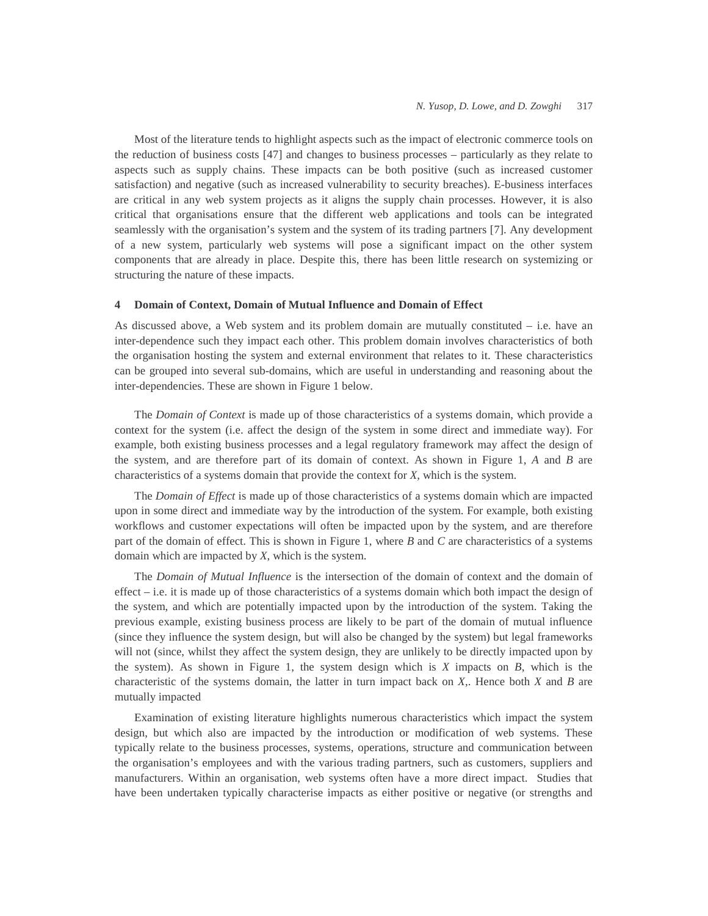Most of the literature tends to highlight aspects such as the impact of electronic commerce tools on the reduction of business costs [47] and changes to business processes – particularly as they relate to aspects such as supply chains. These impacts can be both positive (such as increased customer satisfaction) and negative (such as increased vulnerability to security breaches). E-business interfaces are critical in any web system projects as it aligns the supply chain processes. However, it is also critical that organisations ensure that the different web applications and tools can be integrated seamlessly with the organisation's system and the system of its trading partners [7]. Any development of a new system, particularly web systems will pose a significant impact on the other system components that are already in place. Despite this, there has been little research on systemizing or structuring the nature of these impacts.

## 4 Domain of Context, Domain of Mutual Influence and Domain of Effect

As discussed above, a Web system and its problem domain are mutually constituted – i.e. have an inter-dependence such they impact each other. This problem domain involves characteristics of both the organisation hosting the system and external environment that relates to it. These characteristics can be grouped into several sub-domains, which are useful in understanding and reasoning about the inter-dependencies. These are shown in Figure 1 below.

The *Domain of Context* is made up of those characteristics of a systems domain, which provide a context for the system (i.e. affect the design of the system in some direct and immediate way). For example, both existing business processes and a legal regulatory framework may affect the design of the system, and are therefore part of its domain of context. As shown in Figure 1, *A* and *B* are characteristics of a systems domain that provide the context for *X*, which is the system.

The *Domain of Effect* is made up of those characteristics of a systems domain which are impacted upon in some direct and immediate way by the introduction of the system. For example, both existing workflows and customer expectations will often be impacted upon by the system, and are therefore part of the domain of effect. This is shown in Figure 1, where *B* and *C* are characteristics of a systems domain which are impacted by *X*, which is the system.

The *Domain of Mutual Influence* is the intersection of the domain of context and the domain of effect – i.e. it is made up of those characteristics of a systems domain which both impact the design of the system, and which are potentially impacted upon by the introduction of the system. Taking the previous example, existing business process are likely to be part of the domain of mutual influence (since they influence the system design, but will also be changed by the system) but legal frameworks will not (since, whilst they affect the system design, they are unlikely to be directly impacted upon by the system). As shown in Figure 1, the system design which is *X* impacts on *B*, which is the characteristic of the systems domain, the latter in turn impact back on *X*,. Hence both *X* and *B* are mutually impacted

Examination of existing literature highlights numerous characteristics which impact the system design, but which also are impacted by the introduction or modification of web systems. These typically relate to the business processes, systems, operations, structure and communication between the organisation's employees and with the various trading partners, such as customers, suppliers and manufacturers. Within an organisation, web systems often have a more direct impact. Studies that have been undertaken typically characterise impacts as either positive or negative (or strengths and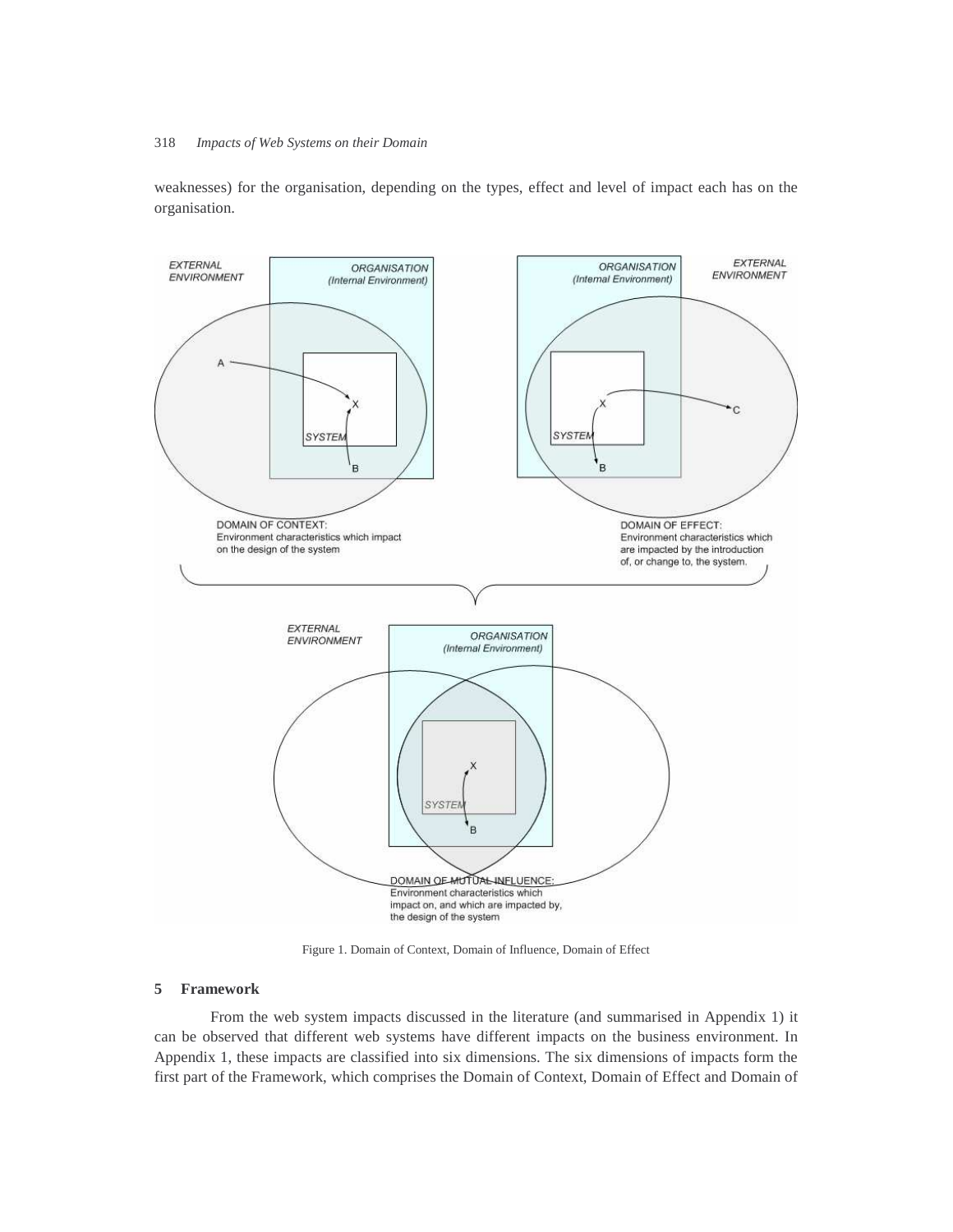weaknesses) for the organisation, depending on the types, effect and level of impact each has on the organisation.

Figure 1. Domain of Context, Domain of Influence, Domain of Effect

## 5 Framework

From the web system impacts discussed in the literature (and summarised in Appendix 1) it can be observed that different web systems have different impacts on the business environment. In Appendix 1, these impacts are classified into six dimensions. The six dimensions of impacts form the first part of the Framework, which comprises the Domain of Context, Domain of Effect and Domain of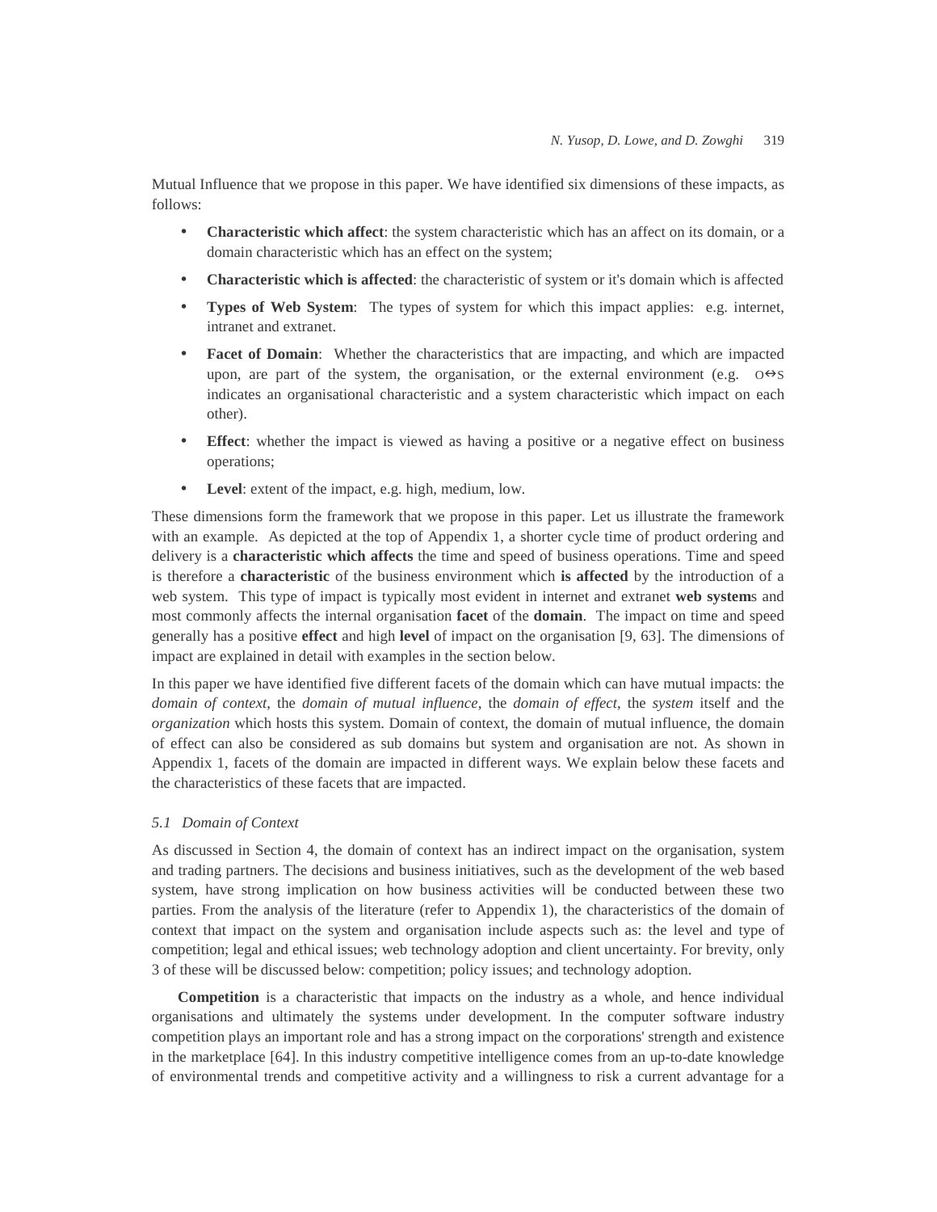Mutual Influence that we propose in this paper. We have identified six dimensions of these impacts, as follows:

- **Characteristic which affect**: the system characteristic which has an affect on its domain, or a domain characteristic which has an effect on the system;
- **Characteristic which is affected**: the characteristic of system or it's domain which is affected
- **Types of Web System**: The types of system for which this impact applies: e.g. internet, intranet and extranet.
- **Facet of Domain**: Whether the characteristics that are impacting, and which are impacted upon, are part of the system, the organisation, or the external environment (e.g. O↔S indicates an organisational characteristic and a system characteristic which impact on each other).
- **Effect**: whether the impact is viewed as having a positive or a negative effect on business operations;
- **Level**: extent of the impact, e.g. high, medium, low.

These dimensions form the framework that we propose in this paper. Let us illustrate the framework with an example. As depicted at the top of Appendix 1, a shorter cycle time of product ordering and delivery is a **characteristic which affects** the time and speed of business operations. Time and speed is therefore a **characteristic** of the business environment which **is affected** by the introduction of a web system. This type of impact is typically most evident in internet and extranet **web system**s and most commonly affects the internal organisation **facet** of the **domain**. The impact on time and speed generally has a positive **effect** and high **level** of impact on the organisation [9, 63]. The dimensions of impact are explained in detail with examples in the section below.

In this paper we have identified five different facets of the domain which can have mutual impacts: the *domain of context*, the *domain of mutual influence*, the *domain of effect*, the *system* itself and the *organization* which hosts this system. Domain of context, the domain of mutual influence, the domain of effect can also be considered as sub domains but system and organisation are not. As shown in Appendix 1, facets of the domain are impacted in different ways. We explain below these facets and the characteristics of these facets that are impacted.

### *5.1 Domain of Context*

As discussed in Section 4, the domain of context has an indirect impact on the organisation, system and trading partners. The decisions and business initiatives, such as the development of the web based system, have strong implication on how business activities will be conducted between these two parties. From the analysis of the literature (refer to Appendix 1), the characteristics of the domain of context that impact on the system and organisation include aspects such as: the level and type of competition; legal and ethical issues; web technology adoption and client uncertainty. For brevity, only 3 of these will be discussed below: competition; policy issues; and technology adoption.

**Competition** is a characteristic that impacts on the industry as a whole, and hence individual organisations and ultimately the systems under development. In the computer software industry competition plays an important role and has a strong impact on the corporations' strength and existence in the marketplace [64]. In this industry competitive intelligence comes from an up-to-date knowledge of environmental trends and competitive activity and a willingness to risk a current advantage for a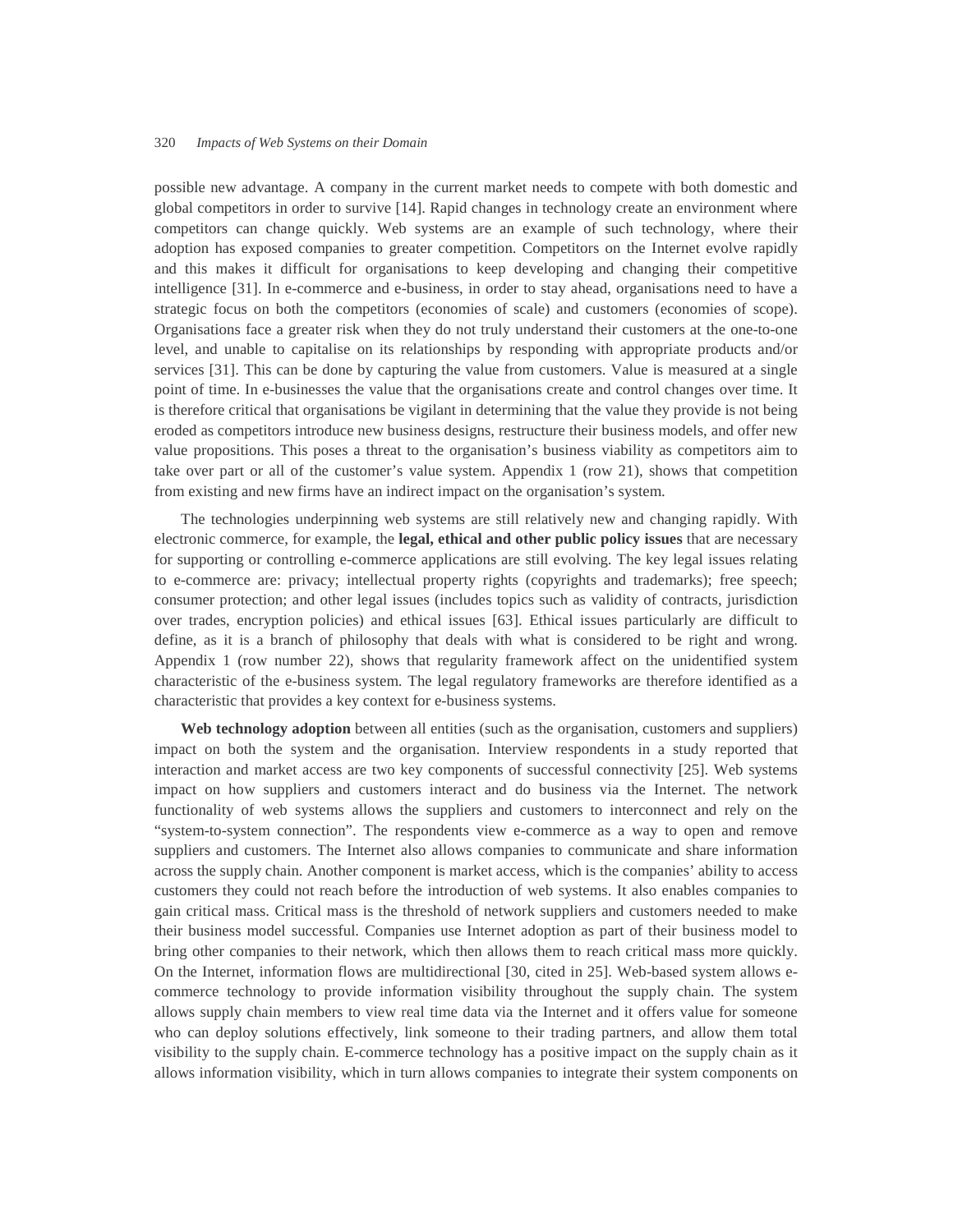possible new advantage. A company in the current market needs to compete with both domestic and global competitors in order to survive [14]. Rapid changes in technology create an environment where competitors can change quickly. Web systems are an example of such technology, where their adoption has exposed companies to greater competition. Competitors on the Internet evolve rapidly and this makes it difficult for organisations to keep developing and changing their competitive intelligence [31]. In e-commerce and e-business, in order to stay ahead, organisations need to have a strategic focus on both the competitors (economies of scale) and customers (economies of scope). Organisations face a greater risk when they do not truly understand their customers at the one-to-one level, and unable to capitalise on its relationships by responding with appropriate products and/or services [31]. This can be done by capturing the value from customers. Value is measured at a single point of time. In e-businesses the value that the organisations create and control changes over time. It is therefore critical that organisations be vigilant in determining that the value they provide is not being eroded as competitors introduce new business designs, restructure their business models, and offer new value propositions. This poses a threat to the organisation's business viability as competitors aim to take over part or all of the customer's value system. Appendix 1 (row 21), shows that competition from existing and new firms have an indirect impact on the organisation's system.

The technologies underpinning web systems are still relatively new and changing rapidly. With electronic commerce, for example, the **legal, ethical and other public policy issues** that are necessary for supporting or controlling e-commerce applications are still evolving. The key legal issues relating to e-commerce are: privacy; intellectual property rights (copyrights and trademarks); free speech; consumer protection; and other legal issues (includes topics such as validity of contracts, jurisdiction over trades, encryption policies) and ethical issues [63]. Ethical issues particularly are difficult to define, as it is a branch of philosophy that deals with what is considered to be right and wrong. Appendix 1 (row number 22), shows that regularity framework affect on the unidentified system characteristic of the e-business system. The legal regulatory frameworks are therefore identified as a characteristic that provides a key context for e-business systems.

**Web technology adoption** between all entities (such as the organisation, customers and suppliers) impact on both the system and the organisation. Interview respondents in a study reported that interaction and market access are two key components of successful connectivity [25]. Web systems impact on how suppliers and customers interact and do business via the Internet. The network functionality of web systems allows the suppliers and customers to interconnect and rely on the "system-to-system connection". The respondents view e-commerce as a way to open and remove suppliers and customers. The Internet also allows companies to communicate and share information across the supply chain. Another component is market access, which is the companies' ability to access customers they could not reach before the introduction of web systems. It also enables companies to gain critical mass. Critical mass is the threshold of network suppliers and customers needed to make their business model successful. Companies use Internet adoption as part of their business model to bring other companies to their network, which then allows them to reach critical mass more quickly. On the Internet, information flows are multidirectional [30, cited in 25]. Web-based system allows e-commerce technology to provide information visibility throughout the supply chain. The system allows supply chain members to view real time data via the Internet and it offers value for someone who can deploy solutions effectively, link someone to their trading partners, and allow them total visibility to the supply chain. E-commerce technology has a positive impact on the supply chain as it allows information visibility, which in turn allows companies to integrate their system components on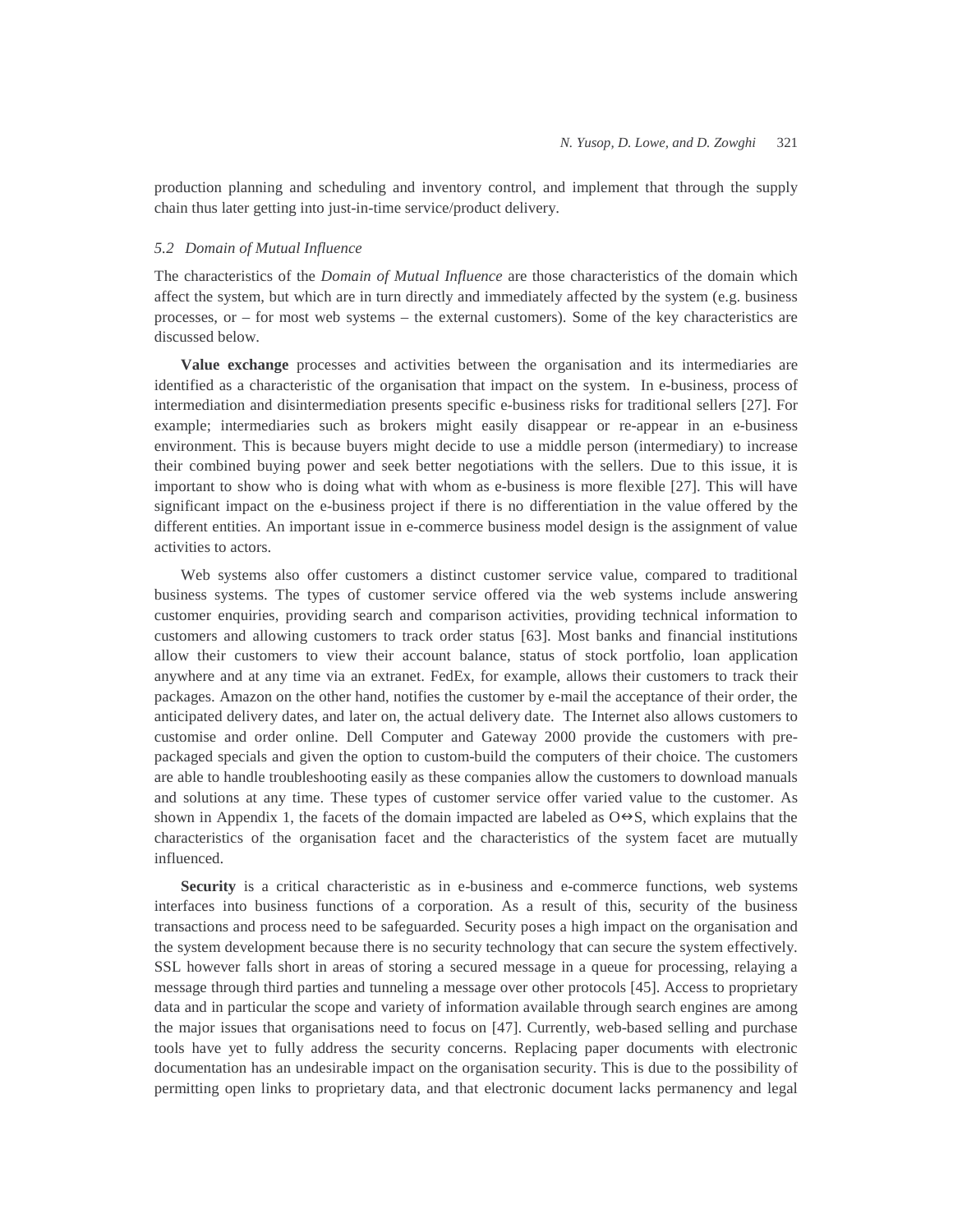production planning and scheduling and inventory control, and implement that through the supply chain thus later getting into just-in-time service/product delivery.

### *5.2 Domain of Mutual Influence*

The characteristics of the *Domain of Mutual Influence* are those characteristics of the domain which affect the system, but which are in turn directly and immediately affected by the system (e.g. business processes, or – for most web systems – the external customers). Some of the key characteristics are discussed below.

**Value exchange** processes and activities between the organisation and its intermediaries are identified as a characteristic of the organisation that impact on the system. In e-business, process of intermediation and disintermediation presents specific e-business risks for traditional sellers [27]. For example; intermediaries such as brokers might easily disappear or re-appear in an e-business environment. This is because buyers might decide to use a middle person (intermediary) to increase their combined buying power and seek better negotiations with the sellers. Due to this issue, it is important to show who is doing what with whom as e-business is more flexible [27]. This will have significant impact on the e-business project if there is no differentiation in the value offered by the different entities. An important issue in e-commerce business model design is the assignment of value activities to actors.

Web systems also offer customers a distinct customer service value, compared to traditional business systems. The types of customer service offered via the web systems include answering customer enquiries, providing search and comparison activities, providing technical information to customers and allowing customers to track order status [63]. Most banks and financial institutions allow their customers to view their account balance, status of stock portfolio, loan application anywhere and at any time via an extranet. FedEx, for example, allows their customers to track their packages. Amazon on the other hand, notifies the customer by e-mail the acceptance of their order, the anticipated delivery dates, and later on, the actual delivery date. The Internet also allows customers to customise and order online. Dell Computer and Gateway 2000 provide the customers with pre-packaged specials and given the option to custom-build the computers of their choice. The customers are able to handle troubleshooting easily as these companies allow the customers to download manuals and solutions at any time. These types of customer service offer varied value to the customer. As shown in Appendix 1, the facets of the domain impacted are labeled as O⇔S, which explains that the characteristics of the organisation facet and the characteristics of the system facet are mutually influenced.

**Security** is a critical characteristic as in e-business and e-commerce functions, web systems interfaces into business functions of a corporation. As a result of this, security of the business transactions and process need to be safeguarded. Security poses a high impact on the organisation and the system development because there is no security technology that can secure the system effectively. SSL however falls short in areas of storing a secured message in a queue for processing, relaying a message through third parties and tunneling a message over other protocols [45]. Access to proprietary data and in particular the scope and variety of information available through search engines are among the major issues that organisations need to focus on [47]. Currently, web-based selling and purchase tools have yet to fully address the security concerns. Replacing paper documents with electronic documentation has an undesirable impact on the organisation security. This is due to the possibility of permitting open links to proprietary data, and that electronic document lacks permanency and legal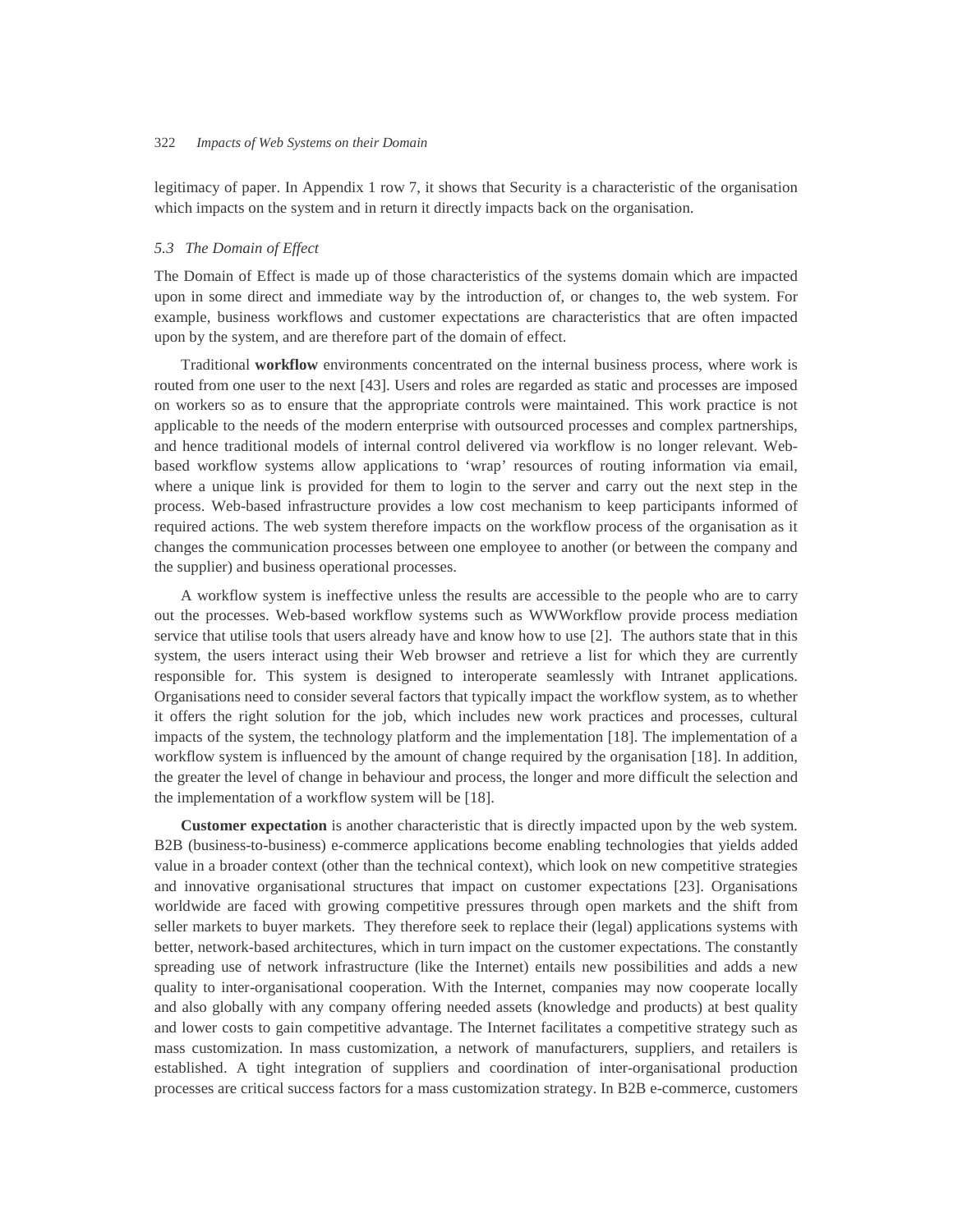legitimacy of paper. In Appendix 1 row 7, it shows that Security is a characteristic of the organisation which impacts on the system and in return it directly impacts back on the organisation.

### *5.3 The Domain of Effect*

The Domain of Effect is made up of those characteristics of the systems domain which are impacted upon in some direct and immediate way by the introduction of, or changes to, the web system. For example, business workflows and customer expectations are characteristics that are often impacted upon by the system, and are therefore part of the domain of effect.

Traditional **workflow** environments concentrated on the internal business process, where work is routed from one user to the next [43]. Users and roles are regarded as static and processes are imposed on workers so as to ensure that the appropriate controls were maintained. This work practice is not applicable to the needs of the modern enterprise with outsourced processes and complex partnerships, and hence traditional models of internal control delivered via workflow is no longer relevant. Web-based workflow systems allow applications to 'wrap' resources of routing information via email, where a unique link is provided for them to login to the server and carry out the next step in the process. Web-based infrastructure provides a low cost mechanism to keep participants informed of required actions. The web system therefore impacts on the workflow process of the organisation as it changes the communication processes between one employee to another (or between the company and the supplier) and business operational processes.

A workflow system is ineffective unless the results are accessible to the people who are to carry out the processes. Web-based workflow systems such as WWWorkflow provide process mediation service that utilise tools that users already have and know how to use [2]. The authors state that in this system, the users interact using their Web browser and retrieve a list for which they are currently responsible for. This system is designed to interoperate seamlessly with Intranet applications. Organisations need to consider several factors that typically impact the workflow system, as to whether it offers the right solution for the job, which includes new work practices and processes, cultural impacts of the system, the technology platform and the implementation [18]. The implementation of a workflow system is influenced by the amount of change required by the organisation [18]. In addition, the greater the level of change in behaviour and process, the longer and more difficult the selection and the implementation of a workflow system will be [18].

**Customer expectation** is another characteristic that is directly impacted upon by the web system. B2B (business-to-business) e-commerce applications become enabling technologies that yields added value in a broader context (other than the technical context), which look on new competitive strategies and innovative organisational structures that impact on customer expectations [23]. Organisations worldwide are faced with growing competitive pressures through open markets and the shift from seller markets to buyer markets. They therefore seek to replace their (legal) applications systems with better, network-based architectures, which in turn impact on the customer expectations. The constantly spreading use of network infrastructure (like the Internet) entails new possibilities and adds a new quality to inter-organisational cooperation. With the Internet, companies may now cooperate locally and also globally with any company offering needed assets (knowledge and products) at best quality and lower costs to gain competitive advantage. The Internet facilitates a competitive strategy such as mass customization. In mass customization, a network of manufacturers, suppliers, and retailers is established. A tight integration of suppliers and coordination of inter-organisational production processes are critical success factors for a mass customization strategy. In B2B e-commerce, customers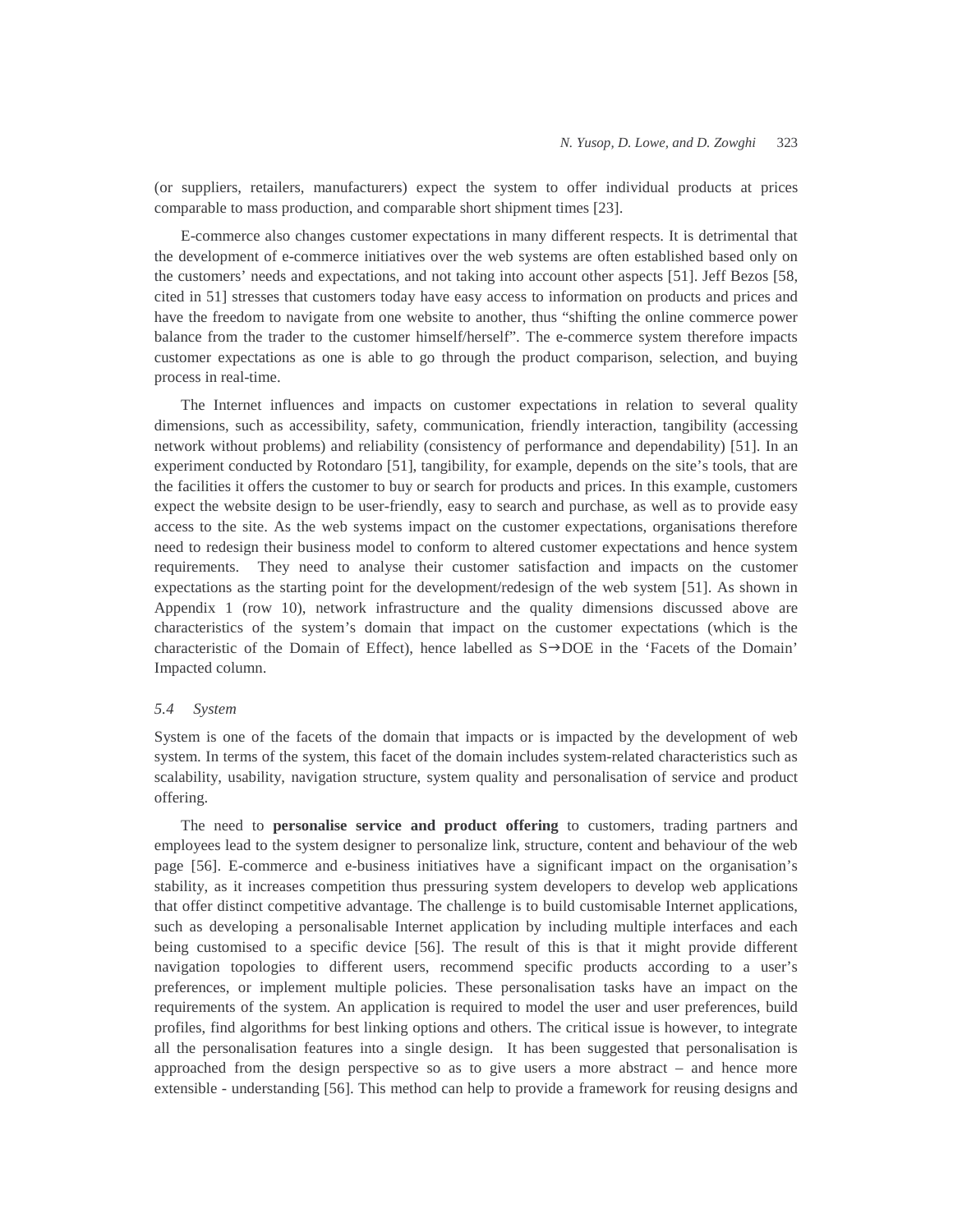(or suppliers, retailers, manufacturers) expect the system to offer individual products at prices comparable to mass production, and comparable short shipment times [23].

E-commerce also changes customer expectations in many different respects. It is detrimental that the development of e-commerce initiatives over the web systems are often established based only on the customers' needs and expectations, and not taking into account other aspects [51]. Jeff Bezos [58, cited in 51] stresses that customers today have easy access to information on products and prices and have the freedom to navigate from one website to another, thus "shifting the online commerce power balance from the trader to the customer himself/herself". The e-commerce system therefore impacts customer expectations as one is able to go through the product comparison, selection, and buying process in real-time.

The Internet influences and impacts on customer expectations in relation to several quality dimensions, such as accessibility, safety, communication, friendly interaction, tangibility (accessing network without problems) and reliability (consistency of performance and dependability) [51]. In an experiment conducted by Rotondaro [51], tangibility, for example, depends on the site's tools, that are the facilities it offers the customer to buy or search for products and prices. In this example, customers expect the website design to be user-friendly, easy to search and purchase, as well as to provide easy access to the site. As the web systems impact on the customer expectations, organisations therefore need to redesign their business model to conform to altered customer expectations and hence system requirements. They need to analyse their customer satisfaction and impacts on the customer expectations as the starting point for the development/redesign of the web system [51]. As shown in Appendix 1 (row 10), network infrastructure and the quality dimensions discussed above are characteristics of the system's domain that impact on the customer expectations (which is the characteristic of the Domain of Effect), hence labelled as S→DOE in the 'Facets of the Domain' Impacted column.

### *5.4 System*

System is one of the facets of the domain that impacts or is impacted by the development of web system. In terms of the system, this facet of the domain includes system-related characteristics such as scalability, usability, navigation structure, system quality and personalisation of service and product offering.

The need to **personalise service and product offering** to customers, trading partners and employees lead to the system designer to personalize link, structure, content and behaviour of the web page [56]. E-commerce and e-business initiatives have a significant impact on the organisation's stability, as it increases competition thus pressuring system developers to develop web applications that offer distinct competitive advantage. The challenge is to build customisable Internet applications, such as developing a personalisable Internet application by including multiple interfaces and each being customised to a specific device [56]. The result of this is that it might provide different navigation topologies to different users, recommend specific products according to a user's preferences, or implement multiple policies. These personalisation tasks have an impact on the requirements of the system. An application is required to model the user and user preferences, build profiles, find algorithms for best linking options and others. The critical issue is however, to integrate all the personalisation features into a single design. It has been suggested that personalisation is approached from the design perspective so as to give users a more abstract – and hence more extensible - understanding [56]. This method can help to provide a framework for reusing designs and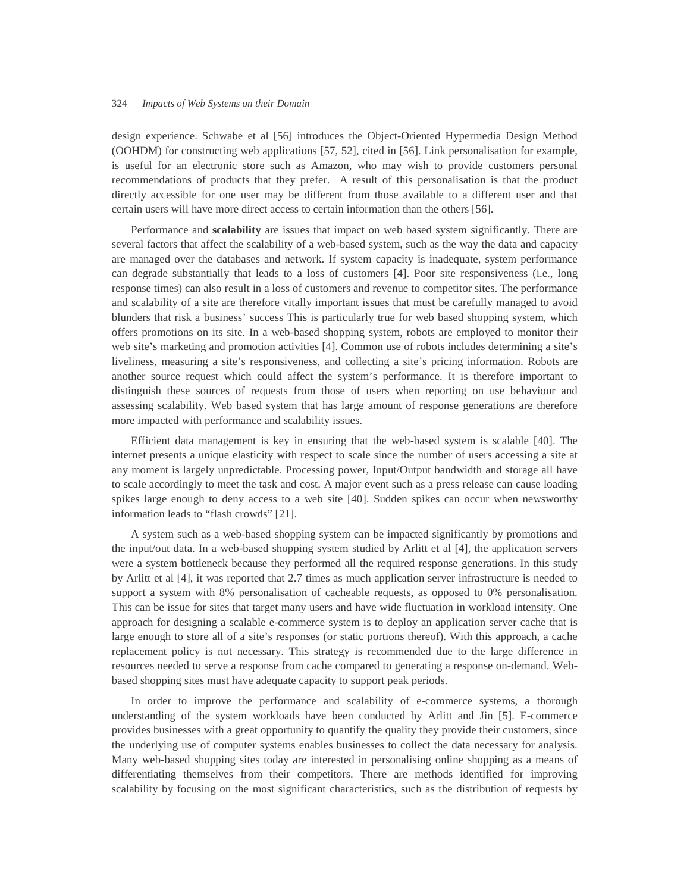design experience. Schwabe et al [56] introduces the Object-Oriented Hypermedia Design Method (OOHDM) for constructing web applications [57, 52], cited in [56]. Link personalisation for example, is useful for an electronic store such as Amazon, who may wish to provide customers personal recommendations of products that they prefer.  A result of this personalisation is that the product directly accessible for one user may be different from those available to a different user and that certain users will have more direct access to certain information than the others [56].

Performance and **scalability** are issues that impact on web based system significantly. There are several factors that affect the scalability of a web-based system, such as the way the data and capacity are managed over the databases and network. If system capacity is inadequate, system performance can degrade substantially that leads to a loss of customers [4]. Poor site responsiveness (i.e., long response times) can also result in a loss of customers and revenue to competitor sites. The performance and scalability of a site are therefore vitally important issues that must be carefully managed to avoid blunders that risk a business' success This is particularly true for web based shopping system, which offers promotions on its site. In a web-based shopping system, robots are employed to monitor their web site's marketing and promotion activities [4]. Common use of robots includes determining a site's liveliness, measuring a site's responsiveness, and collecting a site's pricing information. Robots are another source request which could affect the system's performance. It is therefore important to distinguish these sources of requests from those of users when reporting on use behaviour and assessing scalability. Web based system that has large amount of response generations are therefore more impacted with performance and scalability issues.

Efficient data management is key in ensuring that the web-based system is scalable [40]. The internet presents a unique elasticity with respect to scale since the number of users accessing a site at any moment is largely unpredictable. Processing power, Input/Output bandwidth and storage all have to scale accordingly to meet the task and cost. A major event such as a press release can cause loading spikes large enough to deny access to a web site [40]. Sudden spikes can occur when newsworthy information leads to "flash crowds" [21].

A system such as a web-based shopping system can be impacted significantly by promotions and the input/out data. In a web-based shopping system studied by Arlitt et al [4], the application servers were a system bottleneck because they performed all the required response generations. In this study by Arlitt et al [4], it was reported that 2.7 times as much application server infrastructure is needed to support a system with 8% personalisation of cacheable requests, as opposed to 0% personalisation. This can be issue for sites that target many users and have wide fluctuation in workload intensity. One approach for designing a scalable e-commerce system is to deploy an application server cache that is large enough to store all of a site's responses (or static portions thereof). With this approach, a cache replacement policy is not necessary. This strategy is recommended due to the large difference in resources needed to serve a response from cache compared to generating a response on-demand. Web-based shopping sites must have adequate capacity to support peak periods.

In order to improve the performance and scalability of e-commerce systems, a thorough understanding of the system workloads have been conducted by Arlitt and Jin [5]. E-commerce provides businesses with a great opportunity to quantify the quality they provide their customers, since the underlying use of computer systems enables businesses to collect the data necessary for analysis. Many web-based shopping sites today are interested in personalising online shopping as a means of differentiating themselves from their competitors. There are methods identified for improving scalability by focusing on the most significant characteristics, such as the distribution of requests by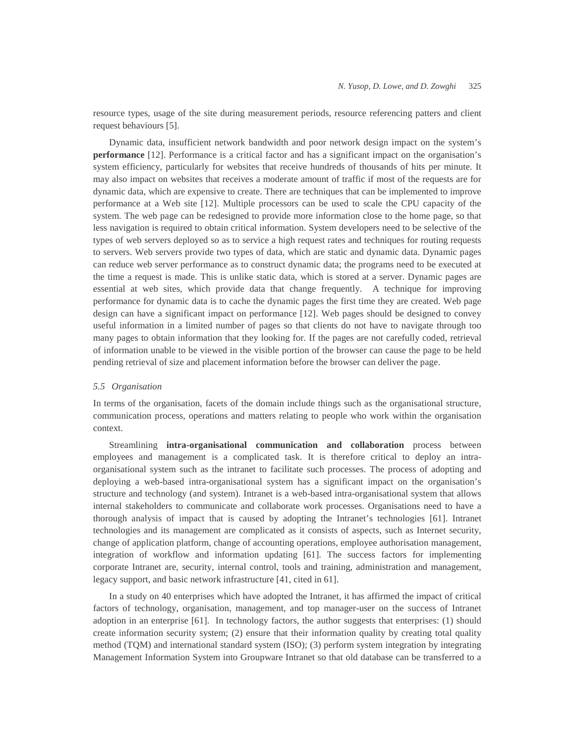resource types, usage of the site during measurement periods, resource referencing patters and client request behaviours [5].

Dynamic data, insufficient network bandwidth and poor network design impact on the system's **performance** [12]. Performance is a critical factor and has a significant impact on the organisation's system efficiency, particularly for websites that receive hundreds of thousands of hits per minute. It may also impact on websites that receives a moderate amount of traffic if most of the requests are for dynamic data, which are expensive to create. There are techniques that can be implemented to improve performance at a Web site [12]. Multiple processors can be used to scale the CPU capacity of the system. The web page can be redesigned to provide more information close to the home page, so that less navigation is required to obtain critical information. System developers need to be selective of the types of web servers deployed so as to service a high request rates and techniques for routing requests to servers. Web servers provide two types of data, which are static and dynamic data. Dynamic pages can reduce web server performance as to construct dynamic data; the programs need to be executed at the time a request is made. This is unlike static data, which is stored at a server. Dynamic pages are essential at web sites, which provide data that change frequently. A technique for improving performance for dynamic data is to cache the dynamic pages the first time they are created. Web page design can have a significant impact on performance [12]. Web pages should be designed to convey useful information in a limited number of pages so that clients do not have to navigate through too many pages to obtain information that they looking for. If the pages are not carefully coded, retrieval of information unable to be viewed in the visible portion of the browser can cause the page to be held pending retrieval of size and placement information before the browser can deliver the page.

### *5.5 Organisation*

In terms of the organisation, facets of the domain include things such as the organisational structure, communication process, operations and matters relating to people who work within the organisation context.

Streamlining **intra-organisational communication and collaboration** process between employees and management is a complicated task. It is therefore critical to deploy an intra-organisational system such as the intranet to facilitate such processes. The process of adopting and deploying a web-based intra-organisational system has a significant impact on the organisation's structure and technology (and system). Intranet is a web-based intra-organisational system that allows internal stakeholders to communicate and collaborate work processes. Organisations need to have a thorough analysis of impact that is caused by adopting the Intranet's technologies [61]. Intranet technologies and its management are complicated as it consists of aspects, such as Internet security, change of application platform, change of accounting operations, employee authorisation management, integration of workflow and information updating [61]. The success factors for implementing corporate Intranet are, security, internal control, tools and training, administration and management, legacy support, and basic network infrastructure [41, cited in 61].

In a study on 40 enterprises which have adopted the Intranet, it has affirmed the impact of critical factors of technology, organisation, management, and top manager-user on the success of Intranet adoption in an enterprise [61]. In technology factors, the author suggests that enterprises: (1) should create information security system; (2) ensure that their information quality by creating total quality method (TQM) and international standard system (ISO); (3) perform system integration by integrating Management Information System into Groupware Intranet so that old database can be transferred to a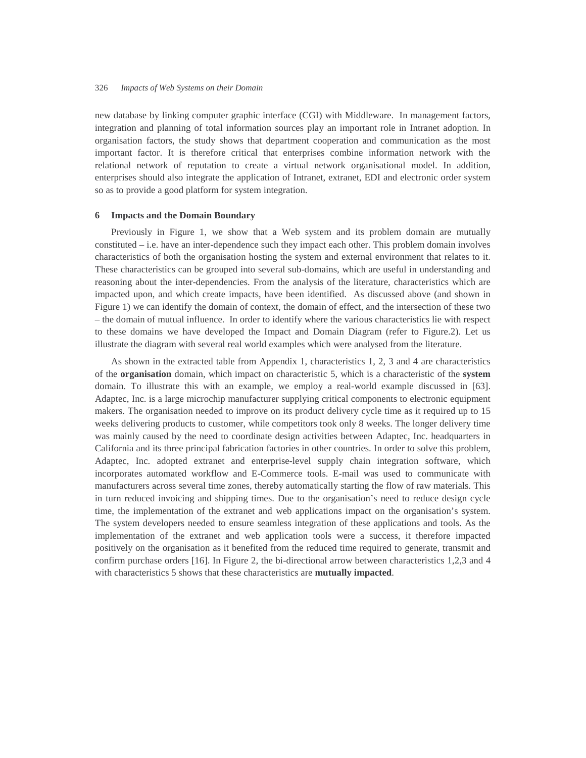new database by linking computer graphic interface (CGI) with Middleware. In management factors, integration and planning of total information sources play an important role in Intranet adoption. In organisation factors, the study shows that department cooperation and communication as the most important factor. It is therefore critical that enterprises combine information network with the relational network of reputation to create a virtual network organisational model. In addition, enterprises should also integrate the application of Intranet, extranet, EDI and electronic order system so as to provide a good platform for system integration.

## 6 Impacts and the Domain Boundary

Previously in Figure 1, we show that a Web system and its problem domain are mutually constituted – i.e. have an inter-dependence such they impact each other. This problem domain involves characteristics of both the organisation hosting the system and external environment that relates to it. These characteristics can be grouped into several sub-domains, which are useful in understanding and reasoning about the inter-dependencies. From the analysis of the literature, characteristics which are impacted upon, and which create impacts, have been identified. As discussed above (and shown in Figure 1) we can identify the domain of context, the domain of effect, and the intersection of these two – the domain of mutual influence. In order to identify where the various characteristics lie with respect to these domains we have developed the Impact and Domain Diagram (refer to Figure.2). Let us illustrate the diagram with several real world examples which were analysed from the literature.

As shown in the extracted table from Appendix 1, characteristics 1, 2, 3 and 4 are characteristics of the **organisation** domain, which impact on characteristic 5, which is a characteristic of the **system** domain. To illustrate this with an example, we employ a real-world example discussed in [63]. Adaptec, Inc. is a large microchip manufacturer supplying critical components to electronic equipment makers. The organisation needed to improve on its product delivery cycle time as it required up to 15 weeks delivering products to customer, while competitors took only 8 weeks. The longer delivery time was mainly caused by the need to coordinate design activities between Adaptec, Inc. headquarters in California and its three principal fabrication factories in other countries. In order to solve this problem, Adaptec, Inc. adopted extranet and enterprise-level supply chain integration software, which incorporates automated workflow and E-Commerce tools. E-mail was used to communicate with manufacturers across several time zones, thereby automatically starting the flow of raw materials. This in turn reduced invoicing and shipping times. Due to the organisation's need to reduce design cycle time, the implementation of the extranet and web applications impact on the organisation's system. The system developers needed to ensure seamless integration of these applications and tools. As the implementation of the extranet and web application tools were a success, it therefore impacted positively on the organisation as it benefited from the reduced time required to generate, transmit and confirm purchase orders [16]. In Figure 2, the bi-directional arrow between characteristics 1,2,3 and 4 with characteristics 5 shows that these characteristics are **mutually impacted**.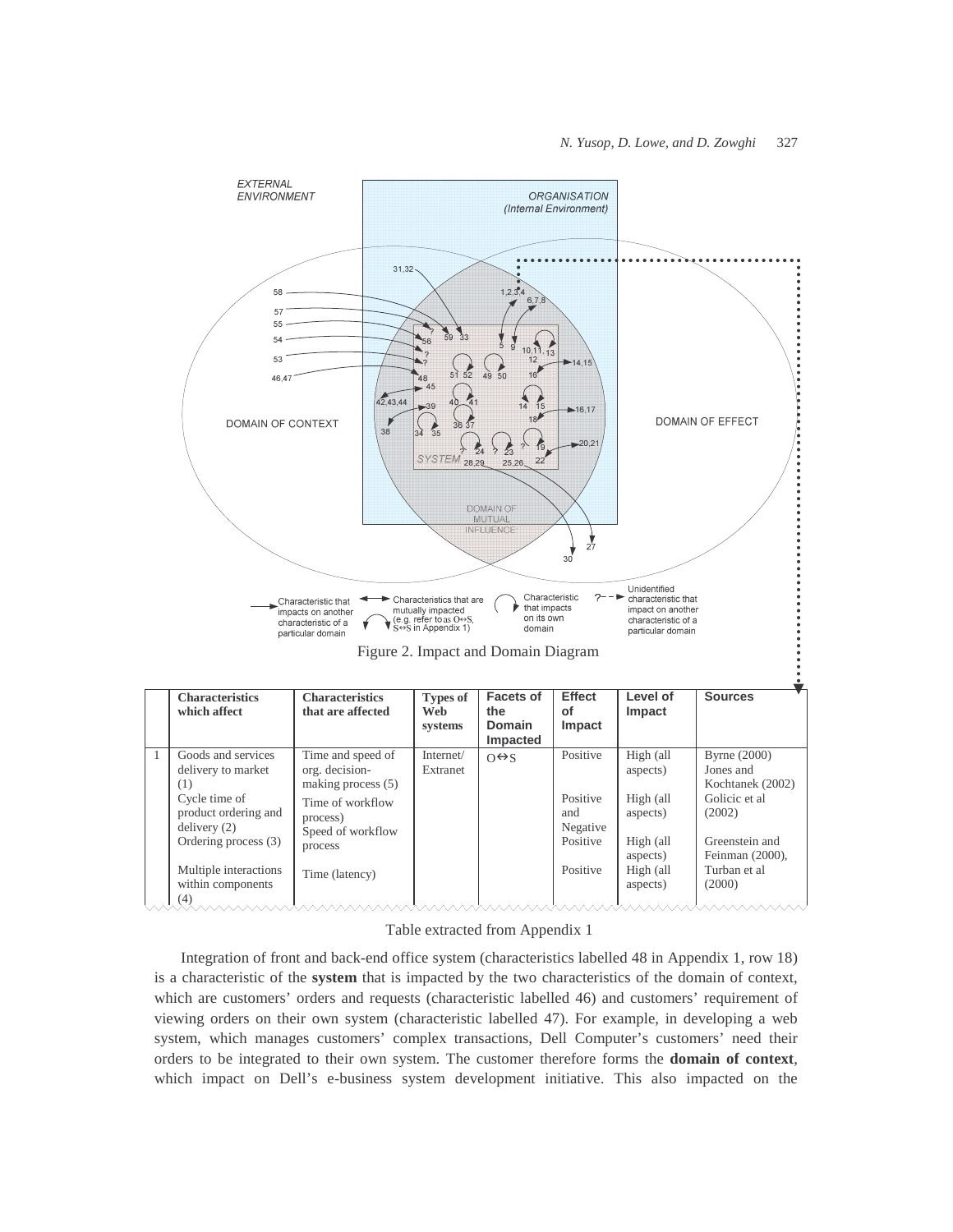Figure 2. Impact and Domain Diagram

|   | Characteristics which affect | Characteristics that are affected | Types of Web systems | Facets of the Domain Impacted | Effect of Impact | Level of Impact | Sources |
|---|---|---|---|---|---|---|---|
| 1 | Goods and services delivery to market (1) | Time and speed of org. decision-making process (5) | Internet/ Extranet | O↔S | Positive | High (all aspects) | Byrne (2000) Jones and Kochtanek (2002) |
|   | Cycle time of product ordering and delivery (2) | Time of workflow process) | | | Positive and Negative | High (all aspects) | Golicic et al (2002) |
|   | Ordering process (3) | Speed of workflow process | | | Positive | High (all aspects) | Greenstein and Feinman (2000), |
|   | Multiple interactions within components (4) | Time (latency) | | | Positive | High (all aspects) | Turban et al (2000) |

Table extracted from Appendix 1

Integration of front and back-end office system (characteristics labelled 48 in Appendix 1, row 18) is a characteristic of the **system** that is impacted by the two characteristics of the domain of context, which are customers' orders and requests (characteristic labelled 46) and customers' requirement of viewing orders on their own system (characteristic labelled 47). For example, in developing a web system, which manages customers' complex transactions, Dell Computer's customers' need their orders to be integrated to their own system. The customer therefore forms the **domain of context**, which impact on Dell's e-business system development initiative. This also impacted on the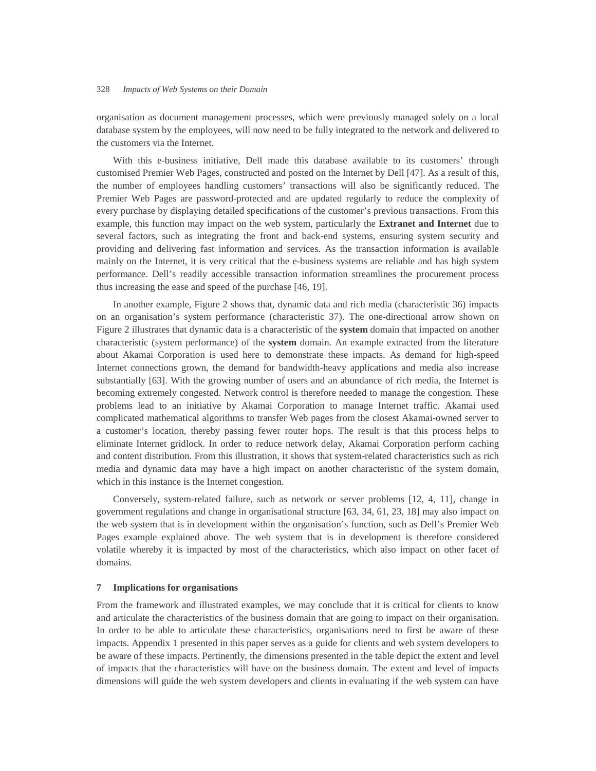organisation as document management processes, which were previously managed solely on a local database system by the employees, will now need to be fully integrated to the network and delivered to the customers via the Internet.

With this e-business initiative, Dell made this database available to its customers' through customised Premier Web Pages, constructed and posted on the Internet by Dell [47]. As a result of this, the number of employees handling customers' transactions will also be significantly reduced. The Premier Web Pages are password-protected and are updated regularly to reduce the complexity of every purchase by displaying detailed specifications of the customer's previous transactions. From this example, this function may impact on the web system, particularly the **Extranet and Internet** due to several factors, such as integrating the front and back-end systems, ensuring system security and providing and delivering fast information and services. As the transaction information is available mainly on the Internet, it is very critical that the e-business systems are reliable and has high system performance. Dell's readily accessible transaction information streamlines the procurement process thus increasing the ease and speed of the purchase [46, 19].

In another example, Figure 2 shows that, dynamic data and rich media (characteristic 36) impacts on an organisation's system performance (characteristic 37). The one-directional arrow shown on Figure 2 illustrates that dynamic data is a characteristic of the **system** domain that impacted on another characteristic (system performance) of the **system** domain. An example extracted from the literature about Akamai Corporation is used here to demonstrate these impacts. As demand for high-speed Internet connections grown, the demand for bandwidth-heavy applications and media also increase substantially [63]. With the growing number of users and an abundance of rich media, the Internet is becoming extremely congested. Network control is therefore needed to manage the congestion. These problems lead to an initiative by Akamai Corporation to manage Internet traffic. Akamai used complicated mathematical algorithms to transfer Web pages from the closest Akamai-owned server to a customer's location, thereby passing fewer router hops. The result is that this process helps to eliminate Internet gridlock. In order to reduce network delay, Akamai Corporation perform caching and content distribution. From this illustration, it shows that system-related characteristics such as rich media and dynamic data may have a high impact on another characteristic of the system domain, which in this instance is the Internet congestion.

Conversely, system-related failure, such as network or server problems [12, 4, 11], change in government regulations and change in organisational structure [63, 34, 61, 23, 18] may also impact on the web system that is in development within the organisation's function, such as Dell's Premier Web Pages example explained above. The web system that is in development is therefore considered volatile whereby it is impacted by most of the characteristics, which also impact on other facet of domains.

## 7 Implications for organisations

From the framework and illustrated examples, we may conclude that it is critical for clients to know and articulate the characteristics of the business domain that are going to impact on their organisation. In order to be able to articulate these characteristics, organisations need to first be aware of these impacts. Appendix 1 presented in this paper serves as a guide for clients and web system developers to be aware of these impacts. Pertinently, the dimensions presented in the table depict the extent and level of impacts that the characteristics will have on the business domain. The extent and level of impacts dimensions will guide the web system developers and clients in evaluating if the web system can have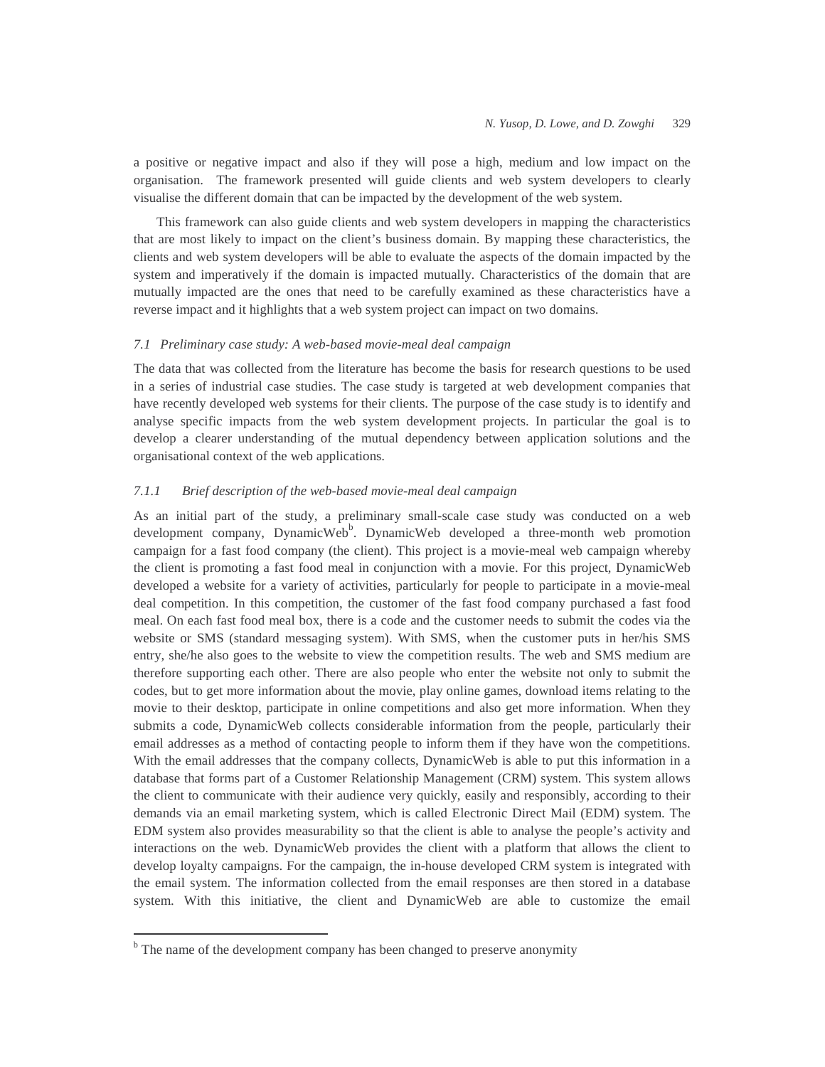a positive or negative impact and also if they will pose a high, medium and low impact on the organisation. The framework presented will guide clients and web system developers to clearly visualise the different domain that can be impacted by the development of the web system.

This framework can also guide clients and web system developers in mapping the characteristics that are most likely to impact on the client's business domain. By mapping these characteristics, the clients and web system developers will be able to evaluate the aspects of the domain impacted by the system and imperatively if the domain is impacted mutually. Characteristics of the domain that are mutually impacted are the ones that need to be carefully examined as these characteristics have a reverse impact and it highlights that a web system project can impact on two domains.

### *7.1 Preliminary case study: A web-based movie-meal deal campaign*

The data that was collected from the literature has become the basis for research questions to be used in a series of industrial case studies. The case study is targeted at web development companies that have recently developed web systems for their clients. The purpose of the case study is to identify and analyse specific impacts from the web system development projects. In particular the goal is to develop a clearer understanding of the mutual dependency between application solutions and the organisational context of the web applications.

#### *7.1.1 Brief description of the web-based movie-meal deal campaign*

As an initial part of the study, a preliminary small-scale case study was conducted on a web development company, DynamicWeb[b]. DynamicWeb developed a three-month web promotion campaign for a fast food company (the client). This project is a movie-meal web campaign whereby the client is promoting a fast food meal in conjunction with a movie. For this project, DynamicWeb developed a website for a variety of activities, particularly for people to participate in a movie-meal deal competition. In this competition, the customer of the fast food company purchased a fast food meal. On each fast food meal box, there is a code and the customer needs to submit the codes via the website or SMS (standard messaging system). With SMS, when the customer puts in her/his SMS entry, she/he also goes to the website to view the competition results. The web and SMS medium are therefore supporting each other. There are also people who enter the website not only to submit the codes, but to get more information about the movie, play online games, download items relating to the movie to their desktop, participate in online competitions and also get more information. When they submits a code, DynamicWeb collects considerable information from the people, particularly their email addresses as a method of contacting people to inform them if they have won the competitions. With the email addresses that the company collects, DynamicWeb is able to put this information in a database that forms part of a Customer Relationship Management (CRM) system. This system allows the client to communicate with their audience very quickly, easily and responsibly, according to their demands via an email marketing system, which is called Electronic Direct Mail (EDM) system. The EDM system also provides measurability so that the client is able to analyse the people's activity and interactions on the web. DynamicWeb provides the client with a platform that allows the client to develop loyalty campaigns. For the campaign, the in-house developed CRM system is integrated with the email system. The information collected from the email responses are then stored in a database system. With this initiative, the client and DynamicWeb are able to customize the email

---

[b] The name of the development company has been changed to preserve anonymity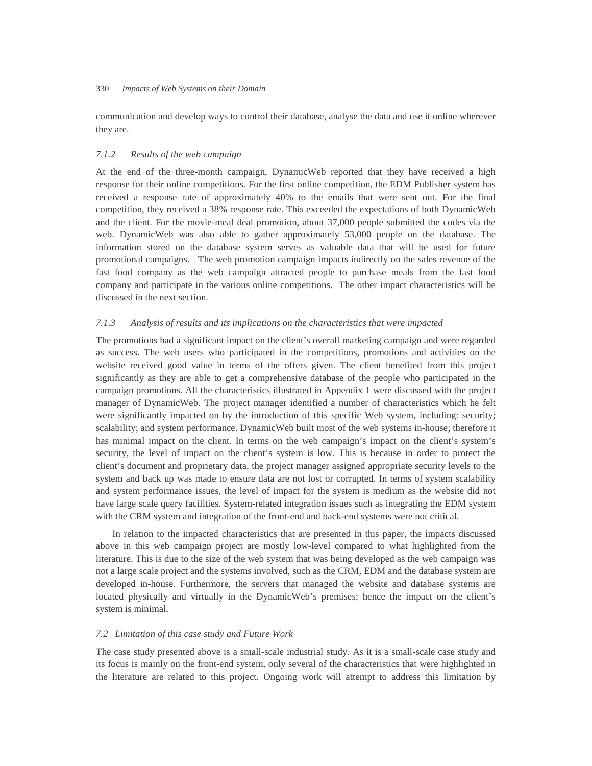communication and develop ways to control their database, analyse the data and use it online wherever they are.

### *7.1.2 Results of the web campaign*

At the end of the three-month campaign, DynamicWeb reported that they have received a high response for their online competitions. For the first online competition, the EDM Publisher system has received a response rate of approximately 40% to the emails that were sent out. For the final competition, they received a 38% response rate. This exceeded the expectations of both DynamicWeb and the client. For the movie-meal deal promotion, about 37,000 people submitted the codes via the web. DynamicWeb was also able to gather approximately 53,000 people on the database. The information stored on the database system serves as valuable data that will be used for future promotional campaigns. The web promotion campaign impacts indirectly on the sales revenue of the fast food company as the web campaign attracted people to purchase meals from the fast food company and participate in the various online competitions. The other impact characteristics will be discussed in the next section.

### *7.1.3 Analysis of results and its implications on the characteristics that were impacted*

The promotions had a significant impact on the client's overall marketing campaign and were regarded as success. The web users who participated in the competitions, promotions and activities on the website received good value in terms of the offers given. The client benefited from this project significantly as they are able to get a comprehensive database of the people who participated in the campaign promotions. All the characteristics illustrated in Appendix 1 were discussed with the project manager of DynamicWeb. The project manager identified a number of characteristics which he felt were significantly impacted on by the introduction of this specific Web system, including: security; scalability; and system performance. DynamicWeb built most of the web systems in-house; therefore it has minimal impact on the client. In terms on the web campaign's impact on the client's system's security, the level of impact on the client's system is low. This is because in order to protect the client's document and proprietary data, the project manager assigned appropriate security levels to the system and back up was made to ensure data are not lost or corrupted. In terms of system scalability and system performance issues, the level of impact for the system is medium as the website did not have large scale query facilities. System-related integration issues such as integrating the EDM system with the CRM system and integration of the front-end and back-end systems were not critical.

In relation to the impacted characteristics that are presented in this paper, the impacts discussed above in this web campaign project are mostly low-level compared to what highlighted from the literature. This is due to the size of the web system that was being developed as the web campaign was not a large scale project and the systems involved, such as the CRM, EDM and the database system are developed in-house. Furthermore, the servers that managed the website and database systems are located physically and virtually in the DynamicWeb's premises; hence the impact on the client's system is minimal.

## *7.2 Limitation of this case study and Future Work*

The case study presented above is a small-scale industrial study. As it is a small-scale case study and its focus is mainly on the front-end system, only several of the characteristics that were highlighted in the literature are related to this project. Ongoing work will attempt to address this limitation by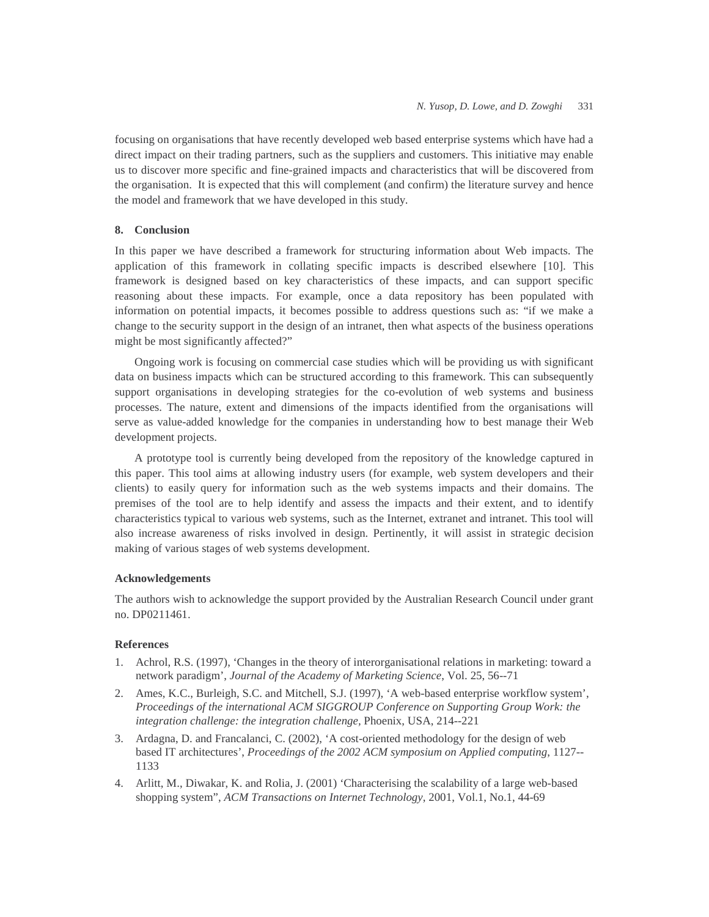focusing on organisations that have recently developed web based enterprise systems which have had a direct impact on their trading partners, such as the suppliers and customers. This initiative may enable us to discover more specific and fine-grained impacts and characteristics that will be discovered from the organisation. It is expected that this will complement (and confirm) the literature survey and hence the model and framework that we have developed in this study.

## 8. Conclusion

In this paper we have described a framework for structuring information about Web impacts. The application of this framework in collating specific impacts is described elsewhere [10]. This framework is designed based on key characteristics of these impacts, and can support specific reasoning about these impacts. For example, once a data repository has been populated with information on potential impacts, it becomes possible to address questions such as: "if we make a change to the security support in the design of an intranet, then what aspects of the business operations might be most significantly affected?"

Ongoing work is focusing on commercial case studies which will be providing us with significant data on business impacts which can be structured according to this framework. This can subsequently support organisations in developing strategies for the co-evolution of web systems and business processes. The nature, extent and dimensions of the impacts identified from the organisations will serve as value-added knowledge for the companies in understanding how to best manage their Web development projects.

A prototype tool is currently being developed from the repository of the knowledge captured in this paper. This tool aims at allowing industry users (for example, web system developers and their clients) to easily query for information such as the web systems impacts and their domains. The premises of the tool are to help identify and assess the impacts and their extent, and to identify characteristics typical to various web systems, such as the Internet, extranet and intranet. This tool will also increase awareness of risks involved in design. Pertinently, it will assist in strategic decision making of various stages of web systems development.

### Acknowledgements

The authors wish to acknowledge the support provided by the Australian Research Council under grant no. DP0211461.

### References

1. Achrol, R.S. (1997), 'Changes in the theory of interorganisational relations in marketing: toward a network paradigm', *Journal of the Academy of Marketing Science*, Vol. 25, 56--71
2. Ames, K.C., Burleigh, S.C. and Mitchell, S.J. (1997), 'A web-based enterprise workflow system', *Proceedings of the international ACM SIGGROUP Conference on Supporting Group Work: the integration challenge: the integration challenge*, Phoenix, USA, 214--221
3. Ardagna, D. and Francalanci, C. (2002), 'A cost-oriented methodology for the design of web based IT architectures', *Proceedings of the 2002 ACM symposium on Applied computing*, 1127--1133
4. Arlitt, M., Diwakar, K. and Rolia, J. (2001) 'Characterising the scalability of a large web-based shopping system", *ACM Transactions on Internet Technology*, 2001, Vol.1, No.1, 44-69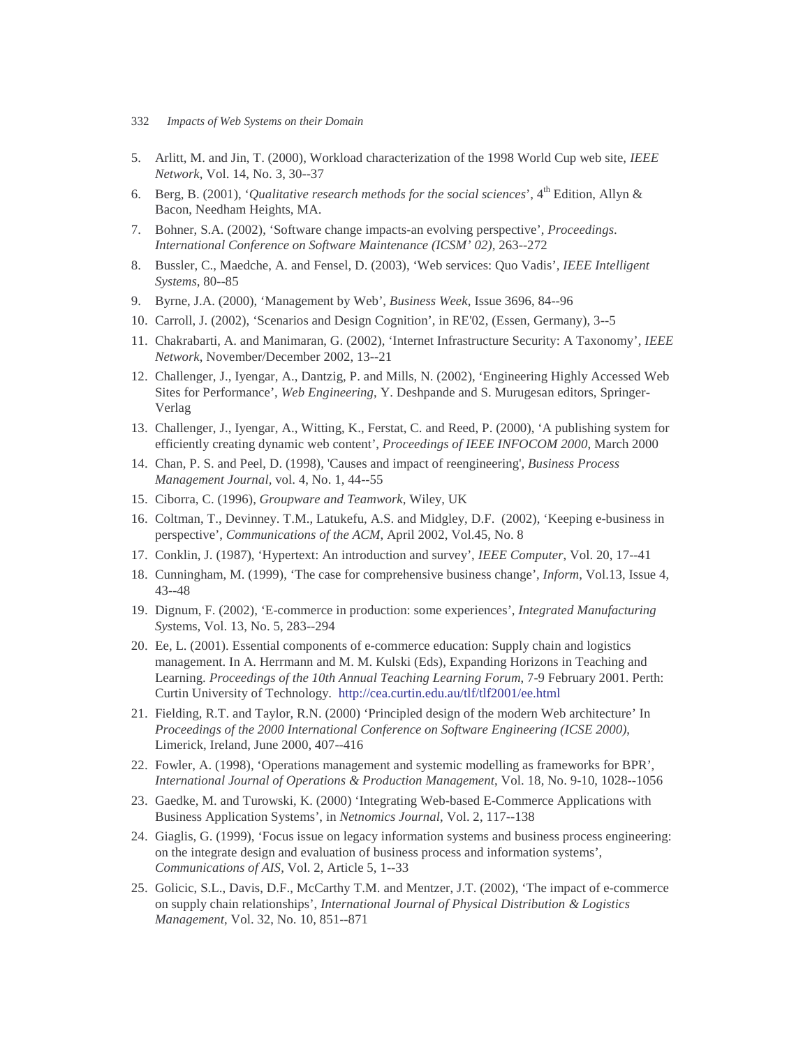5. Arlitt, M. and Jin, T. (2000), Workload characterization of the 1998 World Cup web site, *IEEE Network*, Vol. 14, No. 3, 30--37
6. Berg, B. (2001), '*Qualitative research methods for the social sciences*', 4th Edition, Allyn & Bacon, Needham Heights, MA.
7. Bohner, S.A. (2002), 'Software change impacts-an evolving perspective', *Proceedings. International Conference on Software Maintenance (ICSM' 02)*, 263--272
8. Bussler, C., Maedche, A. and Fensel, D. (2003), 'Web services: Quo Vadis', *IEEE Intelligent Systems*, 80--85
9. Byrne, J.A. (2000), 'Management by Web', *Business Week*, Issue 3696, 84--96
10. Carroll, J. (2002), 'Scenarios and Design Cognition', in RE'02, (Essen, Germany), 3--5
11. Chakrabarti, A. and Manimaran, G. (2002), 'Internet Infrastructure Security: A Taxonomy', *IEEE Network*, November/December 2002, 13--21
12. Challenger, J., Iyengar, A., Dantzig, P. and Mills, N. (2002), 'Engineering Highly Accessed Web Sites for Performance', *Web Engineering*, Y. Deshpande and S. Murugesan editors, Springer-Verlag
13. Challenger, J., Iyengar, A., Witting, K., Ferstat, C. and Reed, P. (2000), 'A publishing system for efficiently creating dynamic web content', *Proceedings of IEEE INFOCOM 2000*, March 2000
14. Chan, P. S. and Peel, D. (1998), 'Causes and impact of reengineering', *Business Process Management Journal*, vol. 4, No. 1, 44--55
15. Ciborra, C. (1996), *Groupware and Teamwork*, Wiley, UK
16. Coltman, T., Devinney. T.M., Latukefu, A.S. and Midgley, D.F. (2002), 'Keeping e-business in perspective', *Communications of the ACM*, April 2002, Vol.45, No. 8
17. Conklin, J. (1987), 'Hypertext: An introduction and survey', *IEEE Computer*, Vol. 20, 17--41
18. Cunningham, M. (1999), 'The case for comprehensive business change', *Inform*, Vol.13, Issue 4, 43--48
19. Dignum, F. (2002), 'E-commerce in production: some experiences', *Integrated Manufacturing Systems*, Vol. 13, No. 5, 283--294
20. Ee, L. (2001). Essential components of e-commerce education: Supply chain and logistics management. In A. Herrmann and M. M. Kulski (Eds), Expanding Horizons in Teaching and Learning. *Proceedings of the 10th Annual Teaching Learning Forum*, 7-9 February 2001. Perth: Curtin University of Technology. http://cea.curtin.edu.au/tlf/tlf2001/ee.html
21. Fielding, R.T. and Taylor, R.N. (2000) 'Principled design of the modern Web architecture' In *Proceedings of the 2000 International Conference on Software Engineering (ICSE 2000)*, Limerick, Ireland, June 2000, 407--416
22. Fowler, A. (1998), 'Operations management and systemic modelling as frameworks for BPR', *International Journal of Operations & Production Management*, Vol. 18, No. 9-10, 1028--1056
23. Gaedke, M. and Turowski, K. (2000) 'Integrating Web-based E-Commerce Applications with Business Application Systems', in *Netnomics Journal*, Vol. 2, 117--138
24. Giaglis, G. (1999), 'Focus issue on legacy information systems and business process engineering: on the integrate design and evaluation of business process and information systems', *Communications of AIS*, Vol. 2, Article 5, 1--33
25. Golicic, S.L., Davis, D.F., McCarthy T.M. and Mentzer, J.T. (2002), 'The impact of e-commerce on supply chain relationships', *International Journal of Physical Distribution & Logistics Management*, Vol. 32, No. 10, 851--871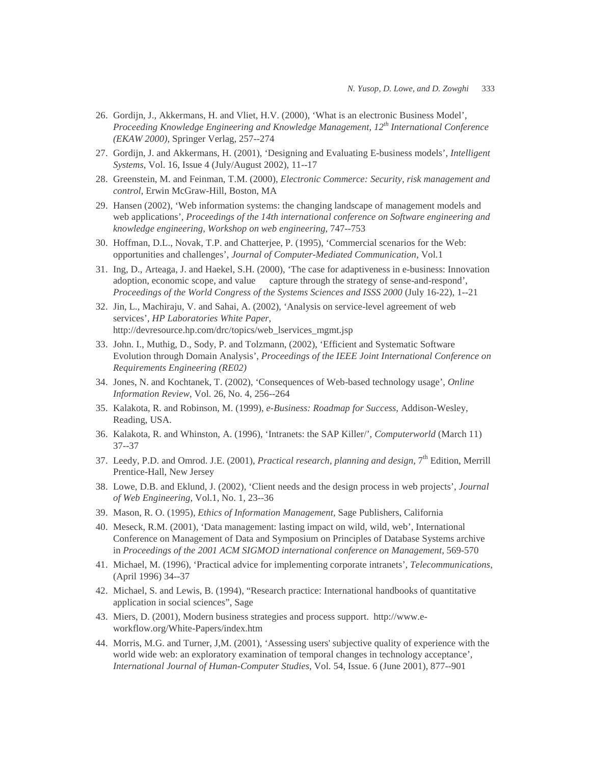26. Gordijn, J., Akkermans, H. and Vliet, H.V. (2000), 'What is an electronic Business Model', *Proceeding Knowledge Engineering and Knowledge Management, 12th International Conference (EKAW 2000)*, Springer Verlag, 257--274

27. Gordijn, J. and Akkermans, H. (2001), 'Designing and Evaluating E-business models', *Intelligent Systems*, Vol. 16, Issue 4 (July/August 2002), 11--17

28. Greenstein, M. and Feinman, T.M. (2000), *Electronic Commerce: Security, risk management and control*, Erwin McGraw-Hill, Boston, MA

29. Hansen (2002), 'Web information systems: the changing landscape of management models and web applications', *Proceedings of the 14th international conference on Software engineering and knowledge engineering, Workshop on web engineering*, 747--753

30. Hoffman, D.L., Novak, T.P. and Chatterjee, P. (1995), 'Commercial scenarios for the Web: opportunities and challenges', *Journal of Computer-Mediated Communication*, Vol.1

31. Ing, D., Arteaga, J. and Haekel, S.H. (2000), 'The case for adaptiveness in e-business: Innovation adoption, economic scope, and value capture through the strategy of sense-and-respond', *Proceedings of the World Congress of the Systems Sciences and ISSS 2000* (July 16-22), 1--21

32. Jin, L., Machiraju, V. and Sahai, A. (2002), 'Analysis on service-level agreement of web services', *HP Laboratories White Paper*, http://devresource.hp.com/drc/topics/web_lservices_mgmt.jsp

33. John. I., Muthig, D., Sody, P. and Tolzmann, (2002), 'Efficient and Systematic Software Evolution through Domain Analysis', *Proceedings of the IEEE Joint International Conference on Requirements Engineering (RE02)*

34. Jones, N. and Kochtanek, T. (2002), 'Consequences of Web-based technology usage', *Online Information Review*, Vol. 26, No. 4, 256--264

35. Kalakota, R. and Robinson, M. (1999), *e-Business: Roadmap for Success*, Addison-Wesley, Reading, USA.

36. Kalakota, R. and Whinston, A. (1996), 'Intranets: the SAP Killer/', *Computerworld* (March 11) 37--37

37. Leedy, P.D. and Omrod. J.E. (2001), *Practical research, planning and design*, 7th Edition, Merrill Prentice-Hall, New Jersey

38. Lowe, D.B. and Eklund, J. (2002), 'Client needs and the design process in web projects', *Journal of Web Engineering*, Vol.1, No. 1, 23--36

39. Mason, R. O. (1995), *Ethics of Information Management*, Sage Publishers, California

40. Meseck, R.M. (2001), 'Data management: lasting impact on wild, wild, web', International Conference on Management of Data and Symposium on Principles of Database Systems archive in *Proceedings of the 2001 ACM SIGMOD international conference on Management*, 569-570

41. Michael, M. (1996), 'Practical advice for implementing corporate intranets', *Telecommunications*, (April 1996) 34--37

42. Michael, S. and Lewis, B. (1994), "Research practice: International handbooks of quantitative application in social sciences", Sage

43. Miers, D. (2001), Modern business strategies and process support. http://www.e-workflow.org/White-Papers/index.htm

44. Morris, M.G. and Turner, J,M. (2001), 'Assessing users' subjective quality of experience with the world wide web: an exploratory examination of temporal changes in technology acceptance', *International Journal of Human-Computer Studies*, Vol. 54, Issue. 6 (June 2001), 877--901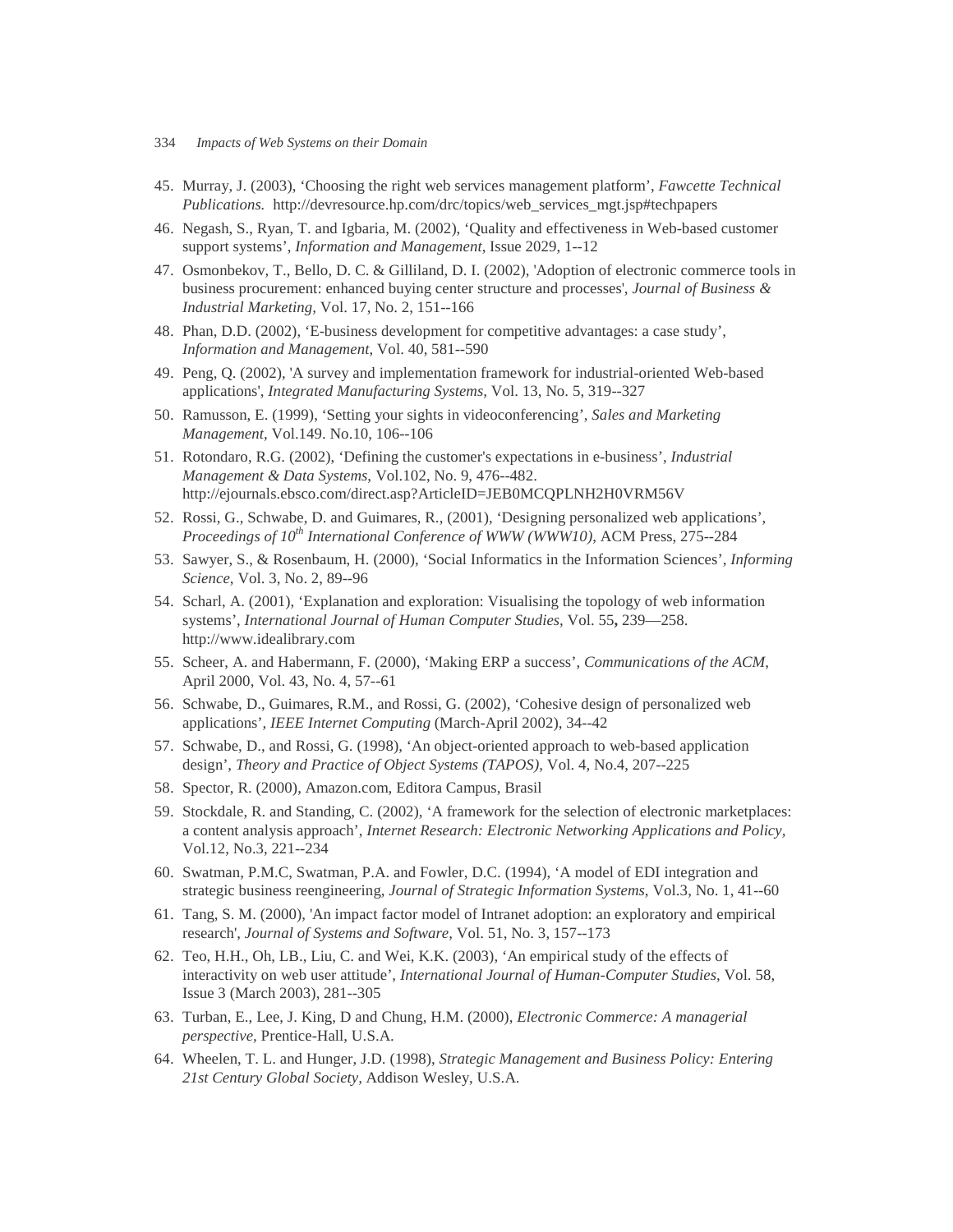45. Murray, J. (2003), ‘Choosing the right web services management platform’, *Fawcette Technical Publications.* http://devresource.hp.com/drc/topics/web_services_mgt.jsp#techpapers
46. Negash, S., Ryan, T. and Igbaria, M. (2002), ‘Quality and effectiveness in Web-based customer support systems’, *Information and Management*, Issue 2029, 1--12
47. Osmonbekov, T., Bello, D. C. & Gilliland, D. I. (2002), 'Adoption of electronic commerce tools in business procurement: enhanced buying center structure and processes', *Journal of Business & Industrial Marketing*, Vol. 17, No. 2, 151--166
48. Phan, D.D. (2002), ‘E-business development for competitive advantages: a case study’, *Information and Management*, Vol. 40, 581--590
49. Peng, Q. (2002), 'A survey and implementation framework for industrial-oriented Web-based applications', *Integrated Manufacturing Systems,* Vol. 13, No. 5, 319--327
50. Ramusson, E. (1999), ‘Setting your sights in videoconferencing’, *Sales and Marketing Management*, Vol.149. No.10, 106--106
51. Rotondaro, R.G. (2002), ‘Defining the customer's expectations in e-business’, *Industrial Management & Data Systems*, Vol.102, No. 9, 476--482. http://ejournals.ebsco.com/direct.asp?ArticleID=JEB0MCQPLNH2H0VRM56V
52. Rossi, G., Schwabe, D. and Guimares, R., (2001), ‘Designing personalized web applications’, *Proceedings of 10th International Conference of WWW (WWW10)*, ACM Press, 275--284
53. Sawyer, S., & Rosenbaum, H. (2000), ‘Social Informatics in the Information Sciences’, *Informing Science*, Vol. 3, No. 2, 89--96
54. Scharl, A. (2001), ‘Explanation and exploration: Visualising the topology of web information systems’, *International Journal of Human Computer Studies*, Vol. 55**,** 239—258. http://www.idealibrary.com
55. Scheer, A. and Habermann, F. (2000), ‘Making ERP a success’, *Communications of the ACM*, April 2000, Vol. 43, No. 4, 57--61
56. Schwabe, D., Guimares, R.M., and Rossi, G. (2002), ‘Cohesive design of personalized web applications’, *IEEE Internet Computing* (March-April 2002), 34--42
57. Schwabe, D., and Rossi, G. (1998), ‘An object-oriented approach to web-based application design’, *Theory and Practice of Object Systems (TAPOS)*, Vol. 4, No.4, 207--225
58. Spector, R. (2000), Amazon.com, Editora Campus, Brasil
59. Stockdale, R. and Standing, C. (2002), ‘A framework for the selection of electronic marketplaces: a content analysis approach’, *Internet Research: Electronic Networking Applications and Policy*, Vol.12, No.3, 221--234
60. Swatman, P.M.C, Swatman, P.A. and Fowler, D.C. (1994), ‘A model of EDI integration and strategic business reengineering, *Journal of Strategic Information Systems*, Vol.3, No. 1, 41--60
61. Tang, S. M. (2000), 'An impact factor model of Intranet adoption: an exploratory and empirical research', *Journal of Systems and Software,* Vol. 51, No. 3, 157--173
62. Teo, H.H., Oh, LB., Liu, C. and Wei, K.K. (2003), ‘An empirical study of the effects of interactivity on web user attitude’, *International Journal of Human-Computer Studies*, Vol. 58, Issue 3 (March 2003), 281--305
63. Turban, E., Lee, J. King, D and Chung, H.M. (2000), *Electronic Commerce: A managerial perspective*, Prentice-Hall, U.S.A.
64. Wheelen, T. L. and Hunger, J.D. (1998), *Strategic Management and Business Policy: Entering 21st Century Global Society,* Addison Wesley, U.S.A.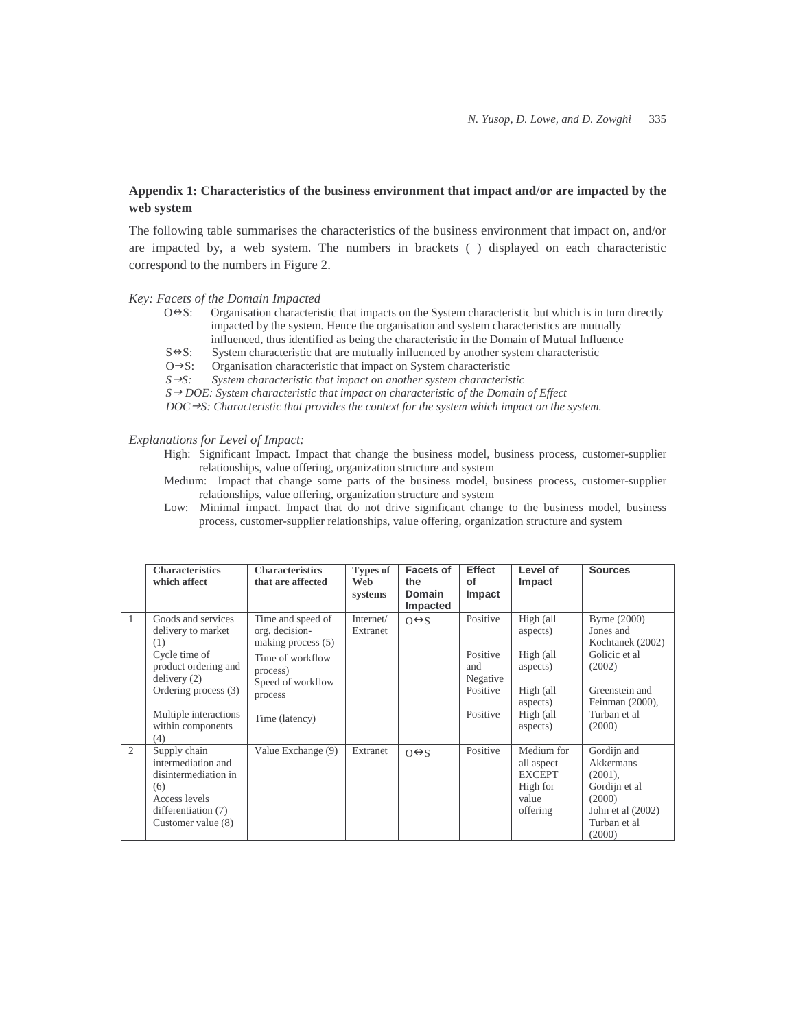**Appendix 1: Characteristics of the business environment that impact and/or are impacted by the web system**

The following table summarises the characteristics of the business environment that impact on, and/or are impacted by, a web system. The numbers in brackets ( ) displayed on each characteristic correspond to the numbers in Figure 2.

*Key: Facets of the Domain Impacted*

- O⇔S: Organisation characteristic that impacts on the System characteristic but which is in turn directly impacted by the system. Hence the organisation and system characteristics are mutually influenced, thus identified as being the characteristic in the Domain of Mutual Influence
- S⇔S: System characteristic that are mutually influenced by another system characteristic
- O→S: Organisation characteristic that impact on System characteristic
- *S→S: System characteristic that impact on another system characteristic*
- *S→DOE: System characteristic that impact on characteristic of the Domain of Effect*
- *DOC→S: Characteristic that provides the context for the system which impact on the system.*

*Explanations for Level of Impact:*

- High: Significant Impact. Impact that change the business model, business process, customer-supplier relationships, value offering, organization structure and system
- Medium: Impact that change some parts of the business model, business process, customer-supplier relationships, value offering, organization structure and system
- Low: Minimal impact. Impact that do not drive significant change to the business model, business process, customer-supplier relationships, value offering, organization structure and system

| | Characteristics which affect | Characteristics that are affected | Types of Web systems | Facets of the Domain Impacted | Effect of Impact | Level of Impact | Sources |
|---|---|---|---|---|---|---|---|
| 1 | Goods and services delivery to market (1)<br>Cycle time of product ordering and delivery (2)<br>Ordering process (3)<br>Multiple interactions within components (4) | Time and speed of org. decision-making process (5)<br>Time of workflow process)<br>Speed of workflow process<br>Time (latency) | Internet/ Extranet | O⇔S | Positive<br>Positive and Negative<br>Positive<br>Positive | High (all aspects)<br>High (all aspects)<br>High (all aspects)<br>High (all aspects) | Byrne (2000) Jones and Kochtanek (2002) Golicic et al (2002)<br>Greenstein and Feinman (2000), Turban et al (2000) |
| 2 | Supply chain intermediation and disintermediation in (6)<br>Access levels differentiation (7)<br>Customer value (8) | Value Exchange (9) | Extranet | O⇔S | Positive | Medium for all aspect EXCEPT High for value offering | Gordijn and Akkermans (2001), Gordijn et al (2000) John et al (2002) Turban et al (2000) |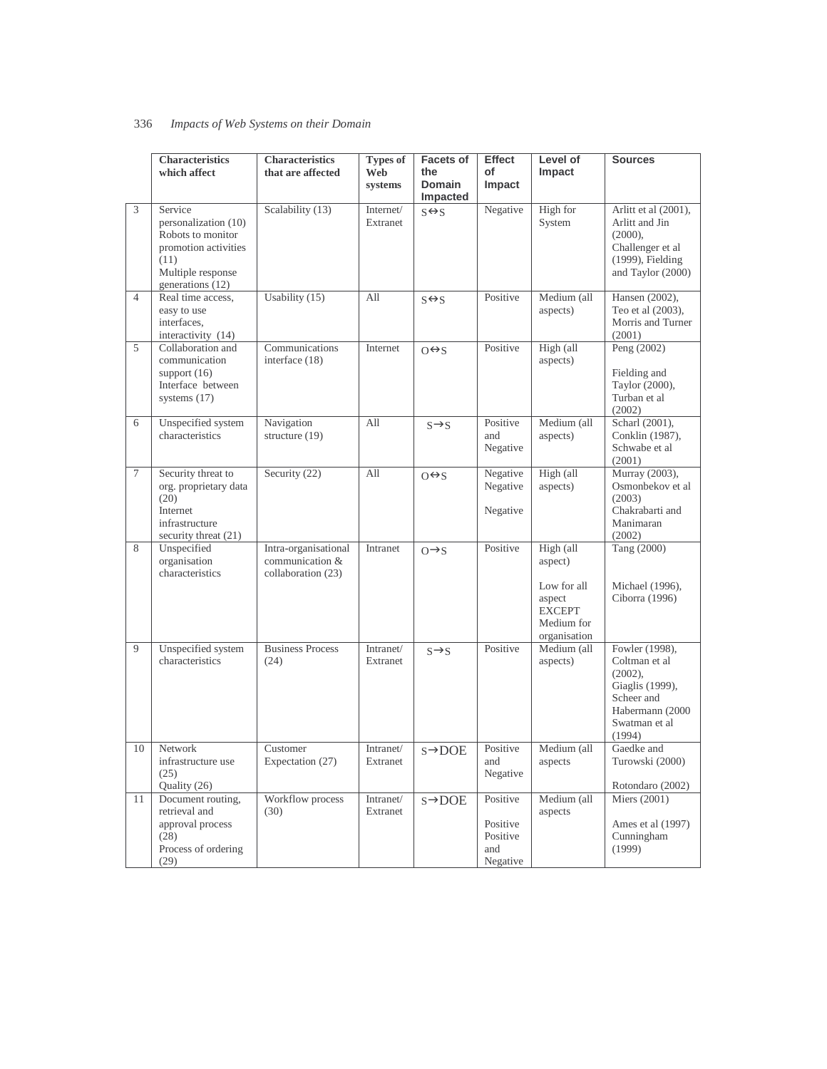| | Characteristics which affect | Characteristics that are affected | Types of Web systems | Facets of the Domain Impacted | Effect of Impact | Level of Impact | Sources |
|---|---|---|---|---|---|---|---|
| 3 | Service personalization (10) Robots to monitor promotion activities (11) Multiple response generations (12) | Scalability (13) | Internet/ Extranet | S↔S | Negative | High for System | Arlitt et al (2001), Arlitt and Jin (2000), Challenger et al (1999), Fielding and Taylor (2000) |
| 4 | Real time access, easy to use interfaces, interactivity (14) | Usability (15) | All | S↔S | Positive | Medium (all aspects) | Hansen (2002), Teo et al (2003), Morris and Turner (2001) |
| 5 | Collaboration and communication support (16) Interface between systems (17) | Communications interface (18) | Internet | O↔S | Positive | High (all aspects) | Peng (2002) Fielding and Taylor (2000), Turban et al (2002) |
| 6 | Unspecified system characteristics | Navigation structure (19) | All | S→S | Positive and Negative | Medium (all aspects) | Scharl (2001), Conklin (1987), Schwabe et al (2001) |
| 7 | Security threat to org. proprietary data (20) Internet infrastructure security threat (21) | Security (22) | All | O↔S | Negative Negative Negative | High (all aspects) | Murray (2003), Osmonbekov et al (2003) Chakrabarti and Manimaran (2002) |
| 8 | Unspecified organisation characteristics | Intra-organisational communication & collaboration (23) | Intranet | O→S | Positive | High (all aspect) Low for all aspect EXCEPT Medium for organisation | Tang (2000) Michael (1996), Ciborra (1996) |
| 9 | Unspecified system characteristics | Business Process (24) | Intranet/ Extranet | S→S | Positive | Medium (all aspects) | Fowler (1998), Coltman et al (2002), Giaglis (1999), Scheer and Habermann (2000 Swatman et al (1994) |
| 10 | Network infrastructure use (25) Quality (26) | Customer Expectation (27) | Intranet/ Extranet | S→DOE | Positive and Negative | Medium (all aspects | Gaedke and Turowski (2000) Rotondaro (2002) |
| 11 | Document routing, retrieval and approval process (28) Process of ordering (29) | Workflow process (30) | Intranet/ Extranet | S→DOE | Positive Positive Positive and Negative | Medium (all aspects | Miers (2001) Ames et al (1997) Cunningham (1999) |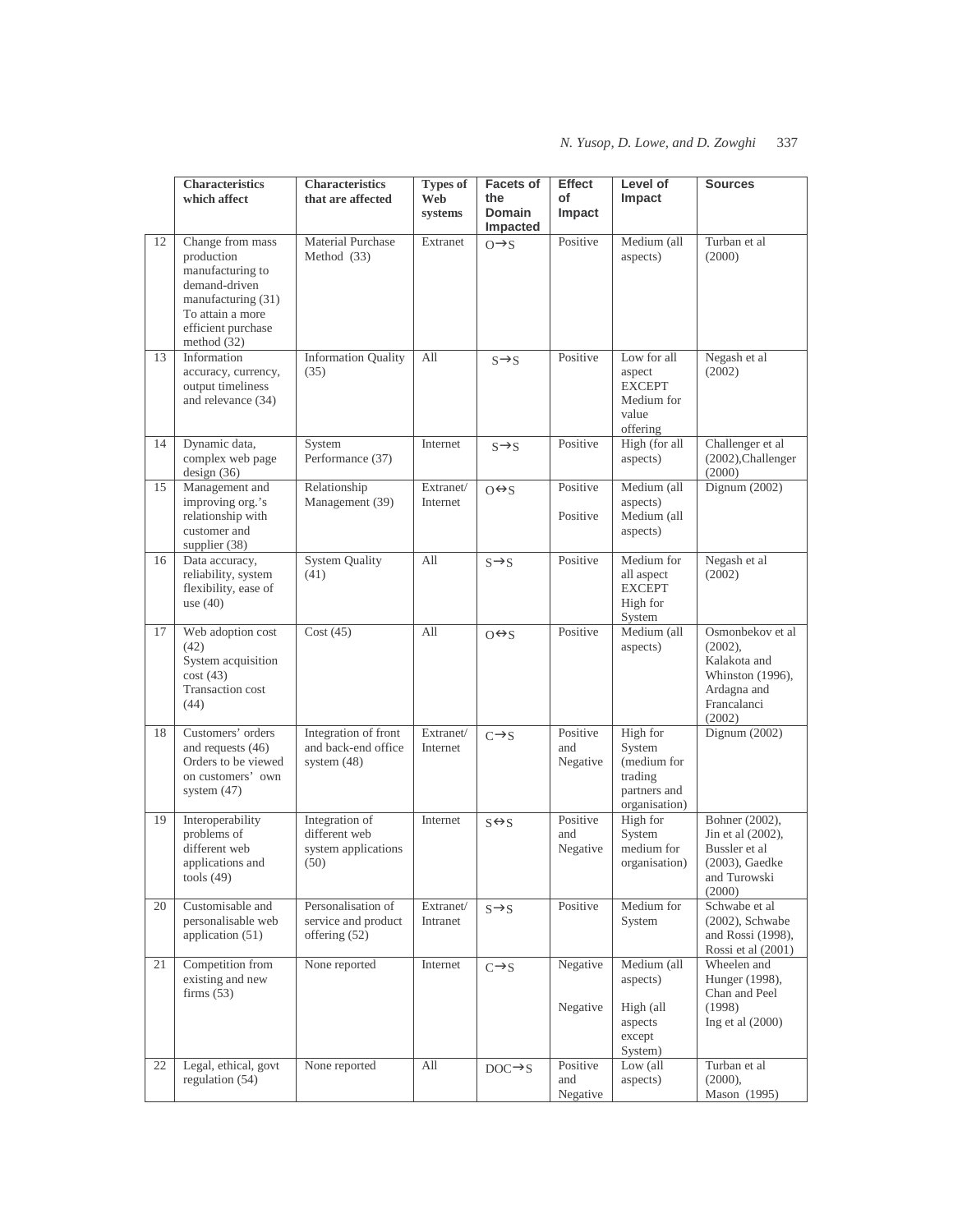| | Characteristics which affect | Characteristics that are affected | Types of Web systems | Facets of the Domain Impacted | Effect of Impact | Level of Impact | Sources |
|---|---|---|---|---|---|---|---|
| 12 | Change from mass production manufacturing to demand-driven manufacturing (31) To attain a more efficient purchase method (32) | Material Purchase Method (33) | Extranet | O→S | Positive | Medium (all aspects) | Turban et al (2000) |
| 13 | Information accuracy, currency, output timeliness and relevance (34) | Information Quality (35) | All | S→S | Positive | Low for all aspect EXCEPT Medium for value offering | Negash et al (2002) |
| 14 | Dynamic data, complex web page design (36) | System Performance (37) | Internet | S→S | Positive | High (for all aspects) | Challenger et al (2002), Challenger (2000) |
| 15 | Management and improving org.'s relationship with customer and supplier (38) | Relationship Management (39) | Extranet/ Internet | O↔S | Positive<br><br>Positive | Medium (all aspects)<br>Medium (all aspects) | Dignum (2002) |
| 16 | Data accuracy, reliability, system flexibility, ease of use (40) | System Quality (41) | All | S→S | Positive | Medium for all aspect EXCEPT High for System | Negash et al (2002) |
| 17 | Web adoption cost (42)<br>System acquisition cost (43)<br>Transaction cost (44) | Cost (45) | All | O↔S | Positive | Medium (all aspects) | Osmonbekov et al (2002), Kalakota and Whinston (1996), Ardagna and Francalanci (2002) |
| 18 | Customers' orders and requests (46)<br>Orders to be viewed on customers' own system (47) | Integration of front and back-end office system (48) | Extranet/ Internet | C→S | Positive and Negative | High for System (medium for trading partners and organisation) | Dignum (2002) |
| 19 | Interoperability problems of different web applications and tools (49) | Integration of different web system applications (50) | Internet | S↔S | Positive and Negative | High for System medium for organisation) | Bohner (2002), Jin et al (2002), Bussler et al (2003), Gaedke and Turowski (2000) |
| 20 | Customisable and personalisable web application (51) | Personalisation of service and product offering (52) | Extranet/ Intranet | S→S | Positive | Medium for System | Schwabe et al (2002), Schwabe and Rossi (1998), Rossi et al (2001) |
| 21 | Competition from existing and new firms (53) | None reported | Internet | C→S | Negative<br><br>Negative | Medium (all aspects)<br><br>High (all aspects except System) | Wheelen and Hunger (1998), Chan and Peel (1998)<br>Ing et al (2000) |
| 22 | Legal, ethical, govt regulation (54) | None reported | All | DOC→S | Positive and Negative | Low (all aspects) | Turban et al (2000), Mason (1995) |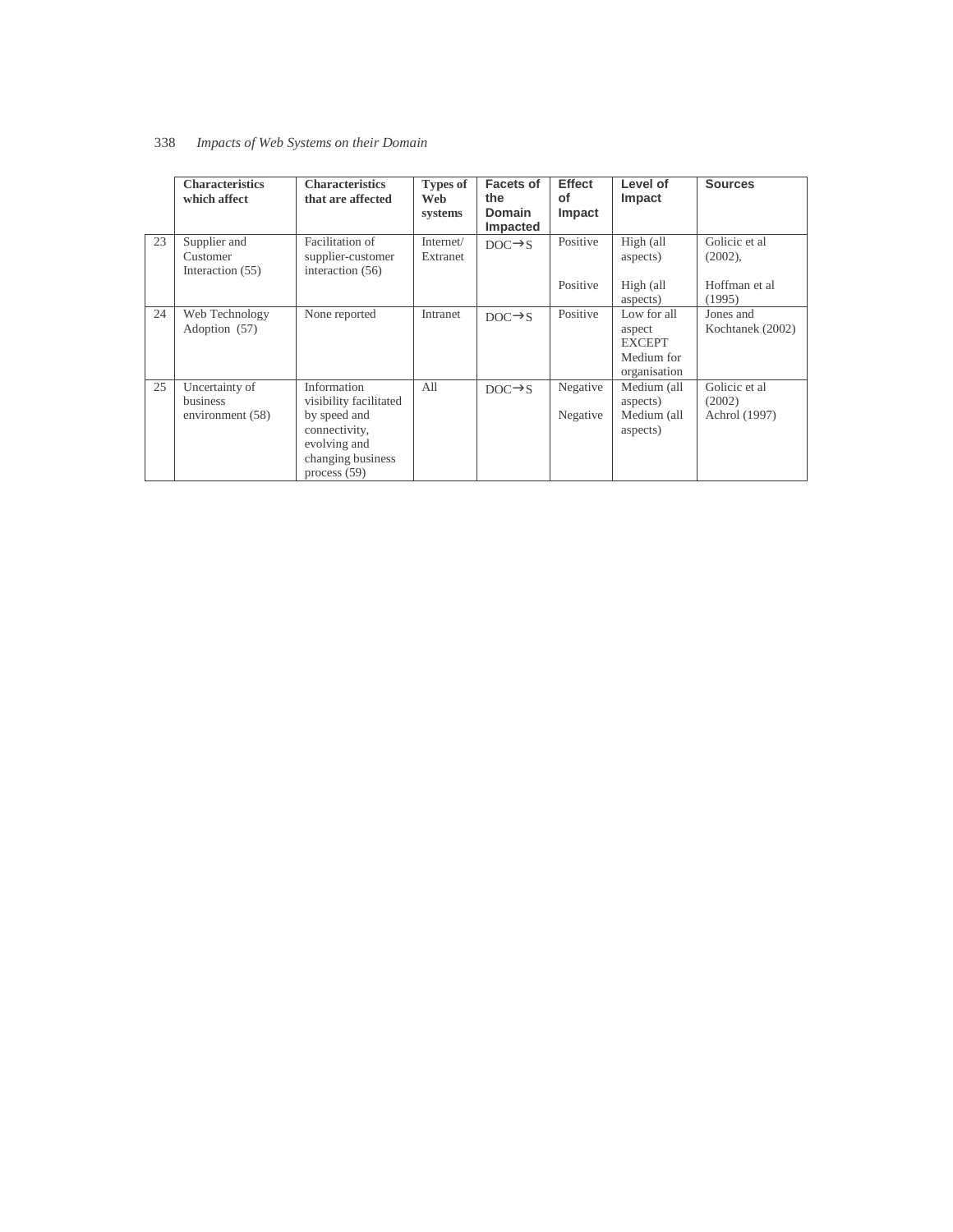| | Characteristics which affect | Characteristics that are affected | Types of Web systems | Facets of the Domain Impacted | Effect of Impact | Level of Impact | Sources |
|---|---|---|---|---|---|---|---|
| 23 | Supplier and Customer Interaction (55) | Facilitation of supplier-customer interaction (56) | Internet/ Extranet | DOC→S | Positive<br><br>Positive | High (all aspects)<br><br>High (all aspects) | Golicic et al (2002),<br><br>Hoffman et al (1995) |
| 24 | Web Technology Adoption (57) | None reported | Intranet | DOC→S | Positive | Low for all aspect EXCEPT Medium for organisation | Jones and Kochtanek (2002) |
| 25 | Uncertainty of business environment (58) | Information visibility facilitated by speed and connectivity, evolving and changing business process (59) | All | DOC→S | Negative<br><br>Negative | Medium (all aspects)<br>Medium (all aspects) | Golicic et al (2002)<br>Achrol (1997) |